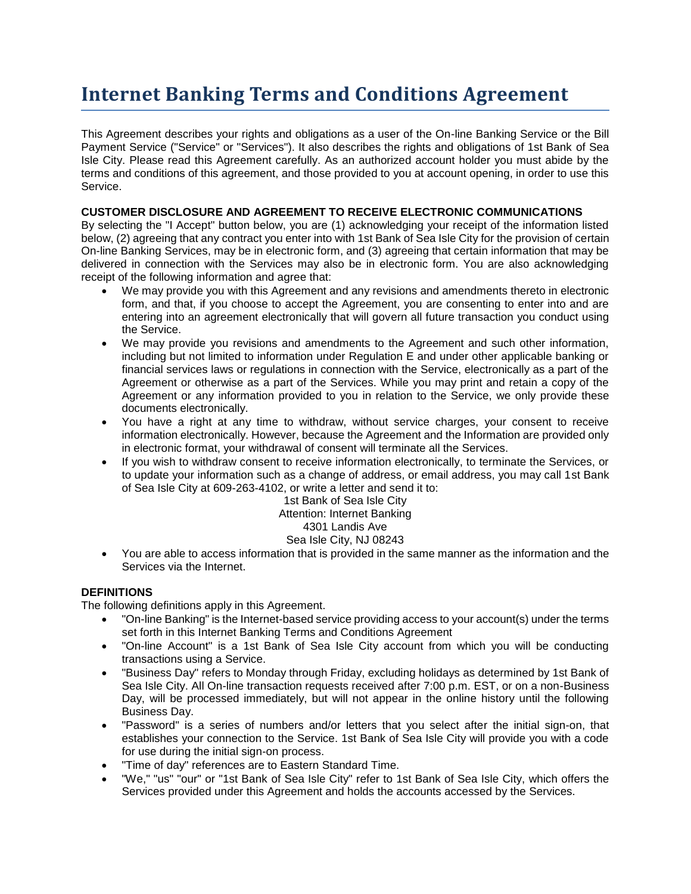# Internet Banking Terms and Conditions Agreement

This Agreement describes your rights and obligations as a user of the On-line Banking Service or the Bill Payment Service ("Service" or "Services"). It also describes the rights and obligations of 1st Bank of Sea Isle City. Please read this Agreement carefully. As an authorized account holder you must abide by the terms and conditions of this agreement, and those provided to you at account opening, in order to use this Service.

**CUSTOMER DISCLOSURE AND AGREEMENT TO RECEIVE ELECTRONIC COMMUNICATIONS**

By selecting the "I Accept" button below, you are (1) acknowledging your receipt of the information listed below, (2) agreeing that any contract you enter into with 1st Bank of Sea Isle City for the provision of certain On-line Banking Services, may be in electronic form, and (3) agreeing that certain information that may be delivered in connection with the Services may also be in electronic form. You are also acknowledging receipt of the following information and agree that:

- We may provide you with this Agreement and any revisions and amendments thereto in electronic form, and that, if you choose to accept the Agreement, you are consenting to enter into and are entering into an agreement electronically that will govern all future transaction you conduct using the Service.
- We may provide you revisions and amendments to the Agreement and such other information, including but not limited to information under Regulation E and under other applicable banking or financial services laws or regulations in connection with the Service, electronically as a part of the Agreement or otherwise as a part of the Services. While you may print and retain a copy of the Agreement or any information provided to you in relation to the Service, we only provide these documents electronically.
- You have a right at any time to withdraw, without service charges, your consent to receive information electronically. However, because the Agreement and the Information are provided only in electronic format, your withdrawal of consent will terminate all the Services.
- If you wish to withdraw consent to receive information electronically, to terminate the Services, or to update your information such as a change of address, or email address, you may call 1st Bank of Sea Isle City at 609-263-4102, or write a letter and send it to:

  1st Bank of Sea Isle City
  Attention: Internet Banking
  4301 Landis Ave
  Sea Isle City, NJ 08243
- You are able to access information that is provided in the same manner as the information and the Services via the Internet.

**DEFINITIONS**

The following definitions apply in this Agreement.

- "On-line Banking" is the Internet-based service providing access to your account(s) under the terms set forth in this Internet Banking Terms and Conditions Agreement
- "On-line Account" is a 1st Bank of Sea Isle City account from which you will be conducting transactions using a Service.
- "Business Day" refers to Monday through Friday, excluding holidays as determined by 1st Bank of Sea Isle City. All On-line transaction requests received after 7:00 p.m. EST, or on a non-Business Day, will be processed immediately, but will not appear in the online history until the following Business Day.
- "Password" is a series of numbers and/or letters that you select after the initial sign-on, that establishes your connection to the Service. 1st Bank of Sea Isle City will provide you with a code for use during the initial sign-on process.
- "Time of day" references are to Eastern Standard Time.
- "We," "us" "our" or "1st Bank of Sea Isle City" refer to 1st Bank of Sea Isle City, which offers the Services provided under this Agreement and holds the accounts accessed by the Services.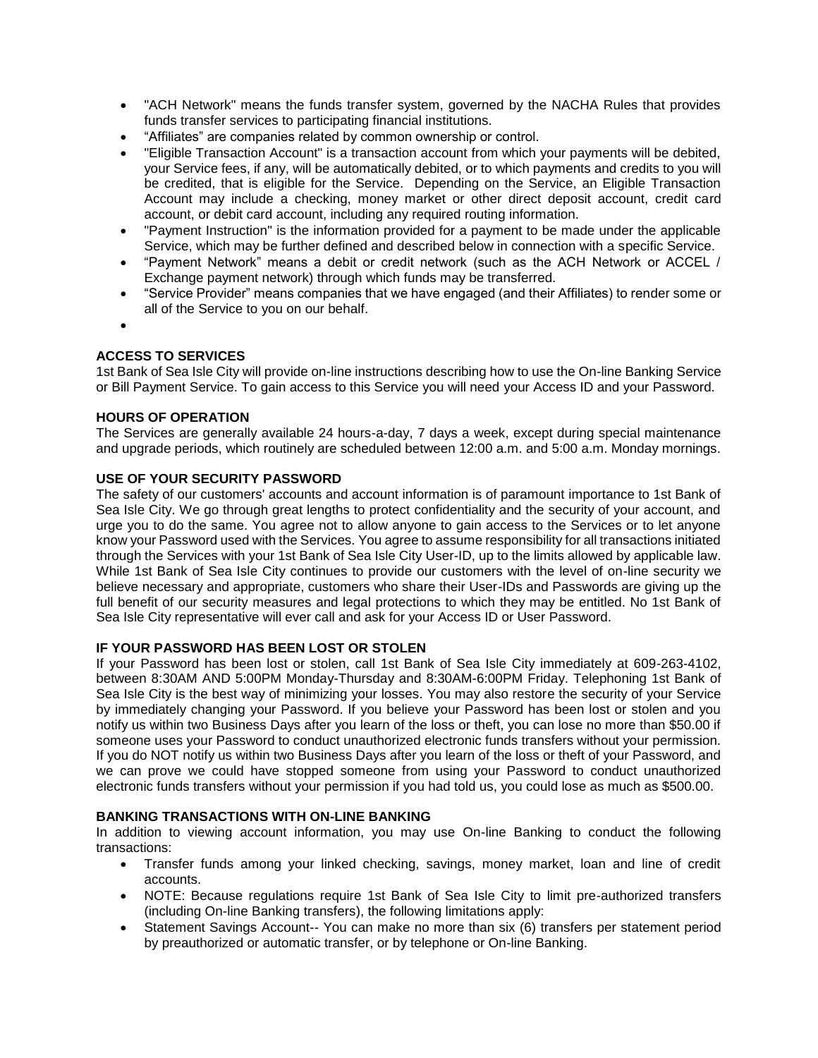- "ACH Network" means the funds transfer system, governed by the NACHA Rules that provides funds transfer services to participating financial institutions.
- “Affiliates” are companies related by common ownership or control.
- "Eligible Transaction Account" is a transaction account from which your payments will be debited, your Service fees, if any, will be automatically debited, or to which payments and credits to you will be credited, that is eligible for the Service. Depending on the Service, an Eligible Transaction Account may include a checking, money market or other direct deposit account, credit card account, or debit card account, including any required routing information.
- "Payment Instruction" is the information provided for a payment to be made under the applicable Service, which may be further defined and described below in connection with a specific Service.
- “Payment Network” means a debit or credit network (such as the ACH Network or ACCEL / Exchange payment network) through which funds may be transferred.
- “Service Provider” means companies that we have engaged (and their Affiliates) to render some or all of the Service to you on our behalf.

**ACCESS TO SERVICES**
1st Bank of Sea Isle City will provide on-line instructions describing how to use the On-line Banking Service or Bill Payment Service. To gain access to this Service you will need your Access ID and your Password.

**HOURS OF OPERATION**
The Services are generally available 24 hours-a-day, 7 days a week, except during special maintenance and upgrade periods, which routinely are scheduled between 12:00 a.m. and 5:00 a.m. Monday mornings.

**USE OF YOUR SECURITY PASSWORD**
The safety of our customers' accounts and account information is of paramount importance to 1st Bank of Sea Isle City. We go through great lengths to protect confidentiality and the security of your account, and urge you to do the same. You agree not to allow anyone to gain access to the Services or to let anyone know your Password used with the Services. You agree to assume responsibility for all transactions initiated through the Services with your 1st Bank of Sea Isle City User-ID, up to the limits allowed by applicable law. While 1st Bank of Sea Isle City continues to provide our customers with the level of on-line security we believe necessary and appropriate, customers who share their User-IDs and Passwords are giving up the full benefit of our security measures and legal protections to which they may be entitled. No 1st Bank of Sea Isle City representative will ever call and ask for your Access ID or User Password.

**IF YOUR PASSWORD HAS BEEN LOST OR STOLEN**
If your Password has been lost or stolen, call 1st Bank of Sea Isle City immediately at 609-263-4102, between 8:30AM AND 5:00PM Monday-Thursday and 8:30AM-6:00PM Friday. Telephoning 1st Bank of Sea Isle City is the best way of minimizing your losses. You may also restore the security of your Service by immediately changing your Password. If you believe your Password has been lost or stolen and you notify us within two Business Days after you learn of the loss or theft, you can lose no more than $50.00 if someone uses your Password to conduct unauthorized electronic funds transfers without your permission. If you do NOT notify us within two Business Days after you learn of the loss or theft of your Password, and we can prove we could have stopped someone from using your Password to conduct unauthorized electronic funds transfers without your permission if you had told us, you could lose as much as $500.00.

**BANKING TRANSACTIONS WITH ON-LINE BANKING**
In addition to viewing account information, you may use On-line Banking to conduct the following transactions:

- Transfer funds among your linked checking, savings, money market, loan and line of credit accounts.
- NOTE: Because regulations require 1st Bank of Sea Isle City to limit pre-authorized transfers (including On-line Banking transfers), the following limitations apply:
- Statement Savings Account-- You can make no more than six (6) transfers per statement period by preauthorized or automatic transfer, or by telephone or On-line Banking.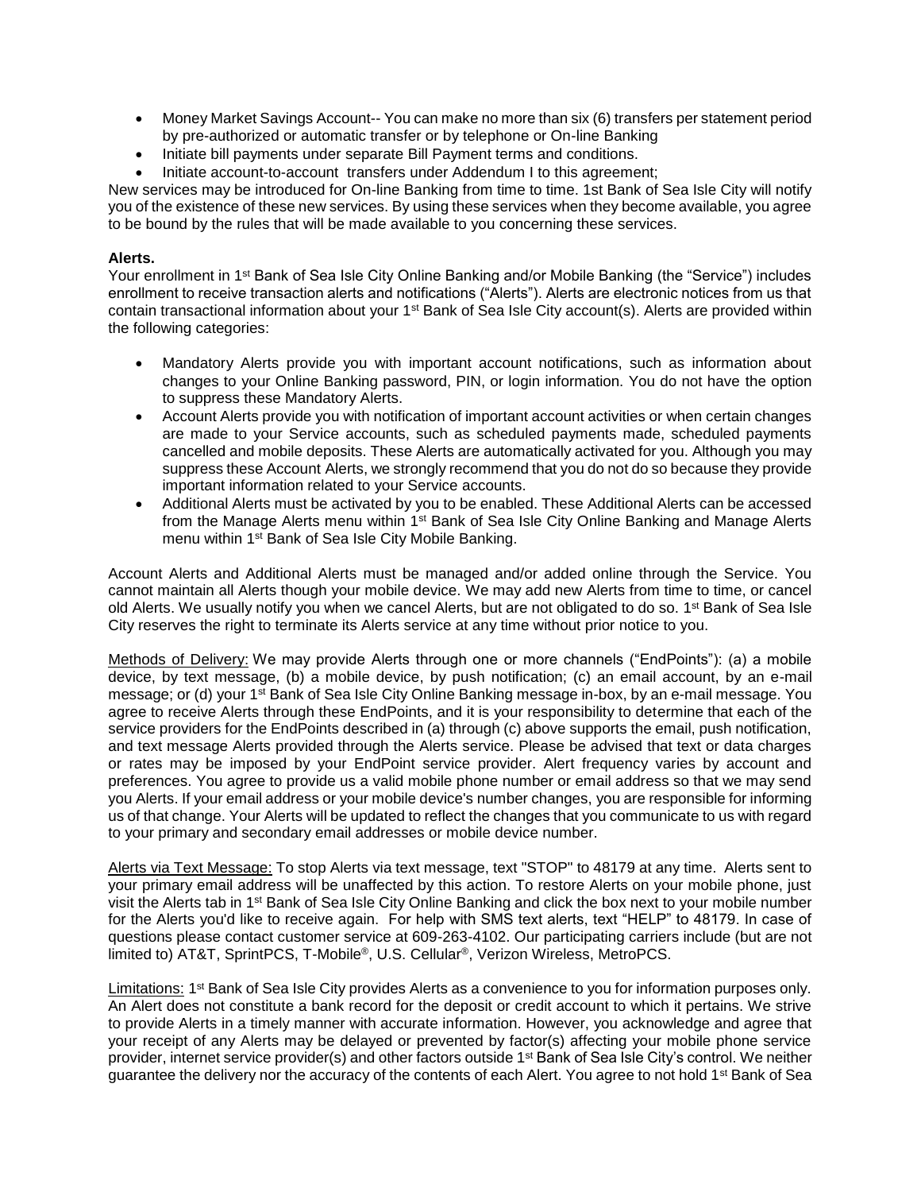- Money Market Savings Account-- You can make no more than six (6) transfers per statement period by pre-authorized or automatic transfer or by telephone or On-line Banking
- Initiate bill payments under separate Bill Payment terms and conditions.
- Initiate account-to-account transfers under Addendum I to this agreement;

New services may be introduced for On-line Banking from time to time. 1st Bank of Sea Isle City will notify you of the existence of these new services. By using these services when they become available, you agree to be bound by the rules that will be made available to you concerning these services.

**Alerts.**

Your enrollment in 1st Bank of Sea Isle City Online Banking and/or Mobile Banking (the "Service") includes enrollment to receive transaction alerts and notifications ("Alerts"). Alerts are electronic notices from us that contain transactional information about your 1st Bank of Sea Isle City account(s). Alerts are provided within the following categories:

- Mandatory Alerts provide you with important account notifications, such as information about changes to your Online Banking password, PIN, or login information. You do not have the option to suppress these Mandatory Alerts.
- Account Alerts provide you with notification of important account activities or when certain changes are made to your Service accounts, such as scheduled payments made, scheduled payments cancelled and mobile deposits. These Alerts are automatically activated for you. Although you may suppress these Account Alerts, we strongly recommend that you do not do so because they provide important information related to your Service accounts.
- Additional Alerts must be activated by you to be enabled. These Additional Alerts can be accessed from the Manage Alerts menu within 1st Bank of Sea Isle City Online Banking and Manage Alerts menu within 1st Bank of Sea Isle City Mobile Banking.

Account Alerts and Additional Alerts must be managed and/or added online through the Service. You cannot maintain all Alerts though your mobile device. We may add new Alerts from time to time, or cancel old Alerts. We usually notify you when we cancel Alerts, but are not obligated to do so. 1st Bank of Sea Isle City reserves the right to terminate its Alerts service at any time without prior notice to you.

Methods of Delivery: We may provide Alerts through one or more channels ("EndPoints"): (a) a mobile device, by text message, (b) a mobile device, by push notification; (c) an email account, by an e-mail message; or (d) your 1st Bank of Sea Isle City Online Banking message in-box, by an e-mail message. You agree to receive Alerts through these EndPoints, and it is your responsibility to determine that each of the service providers for the EndPoints described in (a) through (c) above supports the email, push notification, and text message Alerts provided through the Alerts service. Please be advised that text or data charges or rates may be imposed by your EndPoint service provider. Alert frequency varies by account and preferences. You agree to provide us a valid mobile phone number or email address so that we may send you Alerts. If your email address or your mobile device's number changes, you are responsible for informing us of that change. Your Alerts will be updated to reflect the changes that you communicate to us with regard to your primary and secondary email addresses or mobile device number.

Alerts via Text Message: To stop Alerts via text message, text "STOP" to 48179 at any time. Alerts sent to your primary email address will be unaffected by this action. To restore Alerts on your mobile phone, just visit the Alerts tab in 1st Bank of Sea Isle City Online Banking and click the box next to your mobile number for the Alerts you'd like to receive again. For help with SMS text alerts, text "HELP" to 48179. In case of questions please contact customer service at 609-263-4102. Our participating carriers include (but are not limited to) AT&T, SprintPCS, T-Mobile®, U.S. Cellular®, Verizon Wireless, MetroPCS.

Limitations: 1st Bank of Sea Isle City provides Alerts as a convenience to you for information purposes only. An Alert does not constitute a bank record for the deposit or credit account to which it pertains. We strive to provide Alerts in a timely manner with accurate information. However, you acknowledge and agree that your receipt of any Alerts may be delayed or prevented by factor(s) affecting your mobile phone service provider, internet service provider(s) and other factors outside 1st Bank of Sea Isle City's control. We neither guarantee the delivery nor the accuracy of the contents of each Alert. You agree to not hold 1st Bank of Sea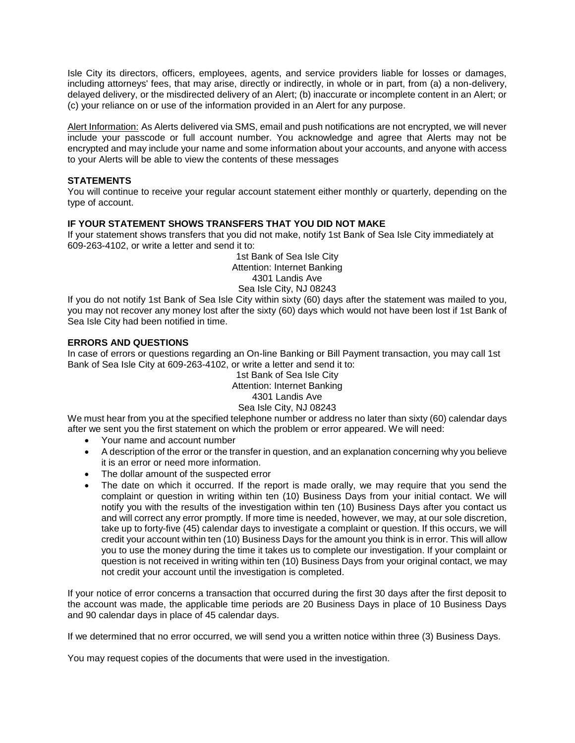Isle City its directors, officers, employees, agents, and service providers liable for losses or damages, including attorneys' fees, that may arise, directly or indirectly, in whole or in part, from (a) a non-delivery, delayed delivery, or the misdirected delivery of an Alert; (b) inaccurate or incomplete content in an Alert; or (c) your reliance on or use of the information provided in an Alert for any purpose.

Alert Information: As Alerts delivered via SMS, email and push notifications are not encrypted, we will never include your passcode or full account number. You acknowledge and agree that Alerts may not be encrypted and may include your name and some information about your accounts, and anyone with access to your Alerts will be able to view the contents of these messages

**STATEMENTS**

You will continue to receive your regular account statement either monthly or quarterly, depending on the type of account.

**IF YOUR STATEMENT SHOWS TRANSFERS THAT YOU DID NOT MAKE**

If your statement shows transfers that you did not make, notify 1st Bank of Sea Isle City immediately at 609-263-4102, or write a letter and send it to:

1st Bank of Sea Isle City
Attention: Internet Banking
4301 Landis Ave
Sea Isle City, NJ 08243

If you do not notify 1st Bank of Sea Isle City within sixty (60) days after the statement was mailed to you, you may not recover any money lost after the sixty (60) days which would not have been lost if 1st Bank of Sea Isle City had been notified in time.

**ERRORS AND QUESTIONS**

In case of errors or questions regarding an On-line Banking or Bill Payment transaction, you may call 1st Bank of Sea Isle City at 609-263-4102, or write a letter and send it to:

1st Bank of Sea Isle City
Attention: Internet Banking
4301 Landis Ave
Sea Isle City, NJ 08243

We must hear from you at the specified telephone number or address no later than sixty (60) calendar days after we sent you the first statement on which the problem or error appeared. We will need:

- Your name and account number
- A description of the error or the transfer in question, and an explanation concerning why you believe it is an error or need more information.
- The dollar amount of the suspected error
- The date on which it occurred. If the report is made orally, we may require that you send the complaint or question in writing within ten (10) Business Days from your initial contact. We will notify you with the results of the investigation within ten (10) Business Days after you contact us and will correct any error promptly. If more time is needed, however, we may, at our sole discretion, take up to forty-five (45) calendar days to investigate a complaint or question. If this occurs, we will credit your account within ten (10) Business Days for the amount you think is in error. This will allow you to use the money during the time it takes us to complete our investigation. If your complaint or question is not received in writing within ten (10) Business Days from your original contact, we may not credit your account until the investigation is completed.

If your notice of error concerns a transaction that occurred during the first 30 days after the first deposit to the account was made, the applicable time periods are 20 Business Days in place of 10 Business Days and 90 calendar days in place of 45 calendar days.

If we determined that no error occurred, we will send you a written notice within three (3) Business Days.

You may request copies of the documents that were used in the investigation.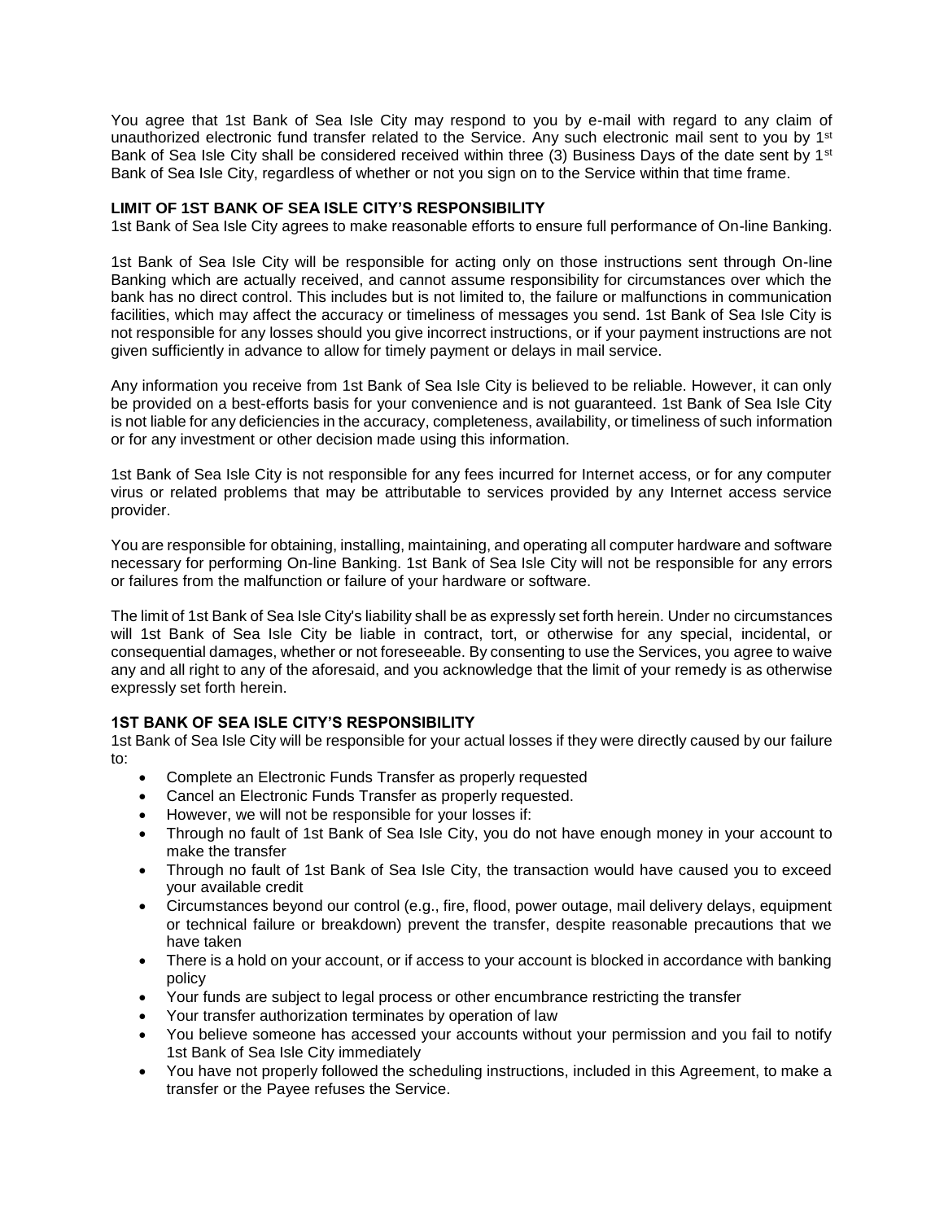You agree that 1st Bank of Sea Isle City may respond to you by e-mail with regard to any claim of unauthorized electronic fund transfer related to the Service. Any such electronic mail sent to you by 1st Bank of Sea Isle City shall be considered received within three (3) Business Days of the date sent by 1st Bank of Sea Isle City, regardless of whether or not you sign on to the Service within that time frame.

**LIMIT OF 1ST BANK OF SEA ISLE CITY'S RESPONSIBILITY**

1st Bank of Sea Isle City agrees to make reasonable efforts to ensure full performance of On-line Banking.

1st Bank of Sea Isle City will be responsible for acting only on those instructions sent through On-line Banking which are actually received, and cannot assume responsibility for circumstances over which the bank has no direct control. This includes but is not limited to, the failure or malfunctions in communication facilities, which may affect the accuracy or timeliness of messages you send. 1st Bank of Sea Isle City is not responsible for any losses should you give incorrect instructions, or if your payment instructions are not given sufficiently in advance to allow for timely payment or delays in mail service.

Any information you receive from 1st Bank of Sea Isle City is believed to be reliable. However, it can only be provided on a best-efforts basis for your convenience and is not guaranteed. 1st Bank of Sea Isle City is not liable for any deficiencies in the accuracy, completeness, availability, or timeliness of such information or for any investment or other decision made using this information.

1st Bank of Sea Isle City is not responsible for any fees incurred for Internet access, or for any computer virus or related problems that may be attributable to services provided by any Internet access service provider.

You are responsible for obtaining, installing, maintaining, and operating all computer hardware and software necessary for performing On-line Banking. 1st Bank of Sea Isle City will not be responsible for any errors or failures from the malfunction or failure of your hardware or software.

The limit of 1st Bank of Sea Isle City's liability shall be as expressly set forth herein. Under no circumstances will 1st Bank of Sea Isle City be liable in contract, tort, or otherwise for any special, incidental, or consequential damages, whether or not foreseeable. By consenting to use the Services, you agree to waive any and all right to any of the aforesaid, and you acknowledge that the limit of your remedy is as otherwise expressly set forth herein.

**1ST BANK OF SEA ISLE CITY'S RESPONSIBILITY**

1st Bank of Sea Isle City will be responsible for your actual losses if they were directly caused by our failure to:

- Complete an Electronic Funds Transfer as properly requested
- Cancel an Electronic Funds Transfer as properly requested.
- However, we will not be responsible for your losses if:
- Through no fault of 1st Bank of Sea Isle City, you do not have enough money in your account to make the transfer
- Through no fault of 1st Bank of Sea Isle City, the transaction would have caused you to exceed your available credit
- Circumstances beyond our control (e.g., fire, flood, power outage, mail delivery delays, equipment or technical failure or breakdown) prevent the transfer, despite reasonable precautions that we have taken
- There is a hold on your account, or if access to your account is blocked in accordance with banking policy
- Your funds are subject to legal process or other encumbrance restricting the transfer
- Your transfer authorization terminates by operation of law
- You believe someone has accessed your accounts without your permission and you fail to notify 1st Bank of Sea Isle City immediately
- You have not properly followed the scheduling instructions, included in this Agreement, to make a transfer or the Payee refuses the Service.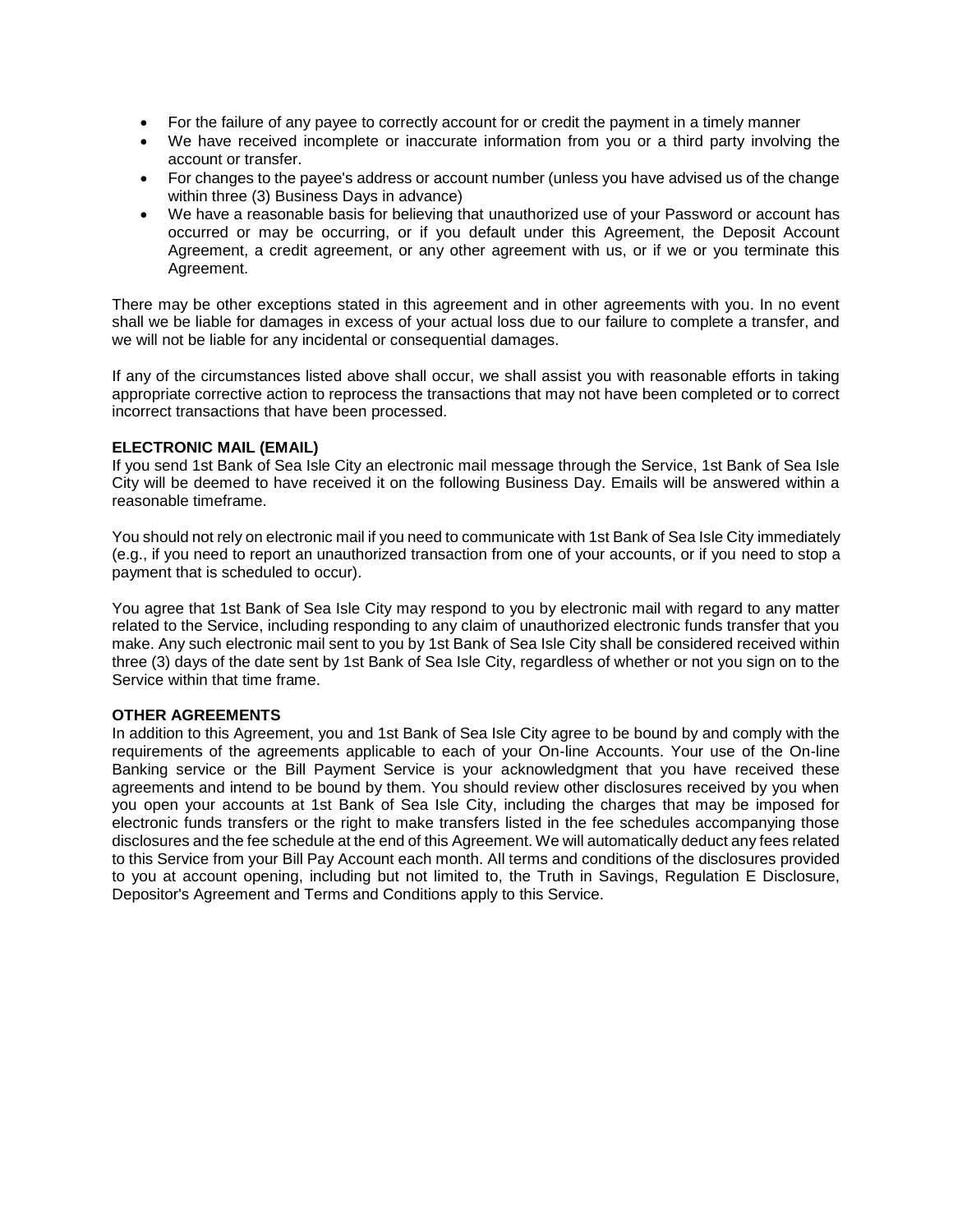- For the failure of any payee to correctly account for or credit the payment in a timely manner
- We have received incomplete or inaccurate information from you or a third party involving the account or transfer.
- For changes to the payee's address or account number (unless you have advised us of the change within three (3) Business Days in advance)
- We have a reasonable basis for believing that unauthorized use of your Password or account has occurred or may be occurring, or if you default under this Agreement, the Deposit Account Agreement, a credit agreement, or any other agreement with us, or if we or you terminate this Agreement.

There may be other exceptions stated in this agreement and in other agreements with you. In no event shall we be liable for damages in excess of your actual loss due to our failure to complete a transfer, and we will not be liable for any incidental or consequential damages.

If any of the circumstances listed above shall occur, we shall assist you with reasonable efforts in taking appropriate corrective action to reprocess the transactions that may not have been completed or to correct incorrect transactions that have been processed.

**ELECTRONIC MAIL (EMAIL)**

If you send 1st Bank of Sea Isle City an electronic mail message through the Service, 1st Bank of Sea Isle City will be deemed to have received it on the following Business Day. Emails will be answered within a reasonable timeframe.

You should not rely on electronic mail if you need to communicate with 1st Bank of Sea Isle City immediately (e.g., if you need to report an unauthorized transaction from one of your accounts, or if you need to stop a payment that is scheduled to occur).

You agree that 1st Bank of Sea Isle City may respond to you by electronic mail with regard to any matter related to the Service, including responding to any claim of unauthorized electronic funds transfer that you make. Any such electronic mail sent to you by 1st Bank of Sea Isle City shall be considered received within three (3) days of the date sent by 1st Bank of Sea Isle City, regardless of whether or not you sign on to the Service within that time frame.

**OTHER AGREEMENTS**

In addition to this Agreement, you and 1st Bank of Sea Isle City agree to be bound by and comply with the requirements of the agreements applicable to each of your On-line Accounts. Your use of the On-line Banking service or the Bill Payment Service is your acknowledgment that you have received these agreements and intend to be bound by them. You should review other disclosures received by you when you open your accounts at 1st Bank of Sea Isle City, including the charges that may be imposed for electronic funds transfers or the right to make transfers listed in the fee schedules accompanying those disclosures and the fee schedule at the end of this Agreement. We will automatically deduct any fees related to this Service from your Bill Pay Account each month. All terms and conditions of the disclosures provided to you at account opening, including but not limited to, the Truth in Savings, Regulation E Disclosure, Depositor's Agreement and Terms and Conditions apply to this Service.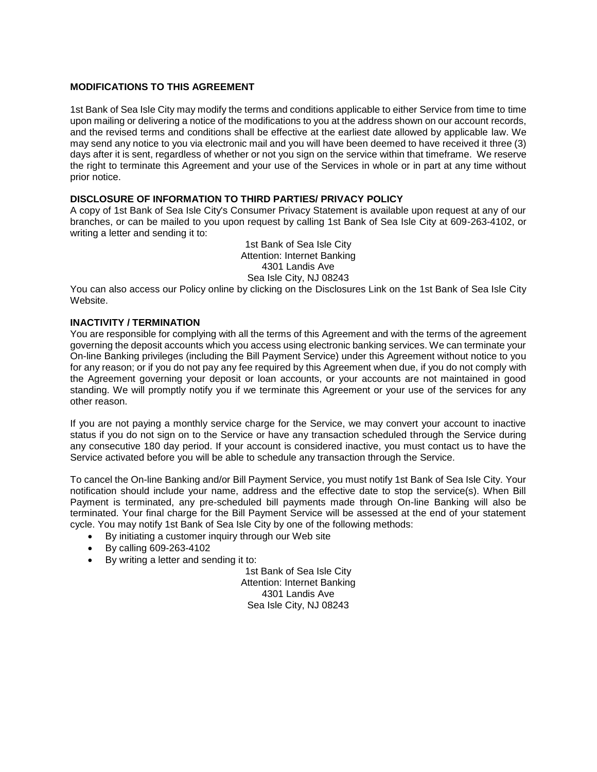## MODIFICATIONS TO THIS AGREEMENT

1st Bank of Sea Isle City may modify the terms and conditions applicable to either Service from time to time upon mailing or delivering a notice of the modifications to you at the address shown on our account records, and the revised terms and conditions shall be effective at the earliest date allowed by applicable law. We may send any notice to you via electronic mail and you will have been deemed to have received it three (3) days after it is sent, regardless of whether or not you sign on the service within that timeframe. We reserve the right to terminate this Agreement and your use of the Services in whole or in part at any time without prior notice.

## DISCLOSURE OF INFORMATION TO THIRD PARTIES/ PRIVACY POLICY

A copy of 1st Bank of Sea Isle City's Consumer Privacy Statement is available upon request at any of our branches, or can be mailed to you upon request by calling 1st Bank of Sea Isle City at 609-263-4102, or writing a letter and sending it to:

1st Bank of Sea Isle City
Attention: Internet Banking
4301 Landis Ave
Sea Isle City, NJ 08243

You can also access our Policy online by clicking on the Disclosures Link on the 1st Bank of Sea Isle City Website.

## INACTIVITY / TERMINATION

You are responsible for complying with all the terms of this Agreement and with the terms of the agreement governing the deposit accounts which you access using electronic banking services. We can terminate your On-line Banking privileges (including the Bill Payment Service) under this Agreement without notice to you for any reason; or if you do not pay any fee required by this Agreement when due, if you do not comply with the Agreement governing your deposit or loan accounts, or your accounts are not maintained in good standing. We will promptly notify you if we terminate this Agreement or your use of the services for any other reason.

If you are not paying a monthly service charge for the Service, we may convert your account to inactive status if you do not sign on to the Service or have any transaction scheduled through the Service during any consecutive 180 day period. If your account is considered inactive, you must contact us to have the Service activated before you will be able to schedule any transaction through the Service.

To cancel the On-line Banking and/or Bill Payment Service, you must notify 1st Bank of Sea Isle City. Your notification should include your name, address and the effective date to stop the service(s). When Bill Payment is terminated, any pre-scheduled bill payments made through On-line Banking will also be terminated. Your final charge for the Bill Payment Service will be assessed at the end of your statement cycle. You may notify 1st Bank of Sea Isle City by one of the following methods:

- By initiating a customer inquiry through our Web site
- By calling 609-263-4102
- By writing a letter and sending it to:

1st Bank of Sea Isle City
Attention: Internet Banking
4301 Landis Ave
Sea Isle City, NJ 08243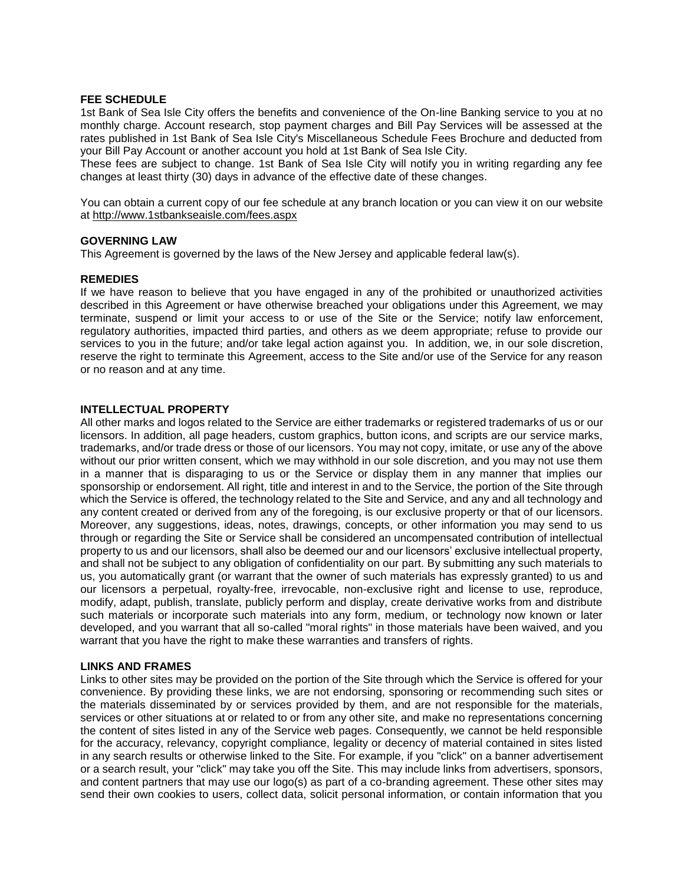## FEE SCHEDULE

1st Bank of Sea Isle City offers the benefits and convenience of the On-line Banking service to you at no monthly charge. Account research, stop payment charges and Bill Pay Services will be assessed at the rates published in 1st Bank of Sea Isle City's Miscellaneous Schedule Fees Brochure and deducted from your Bill Pay Account or another account you hold at 1st Bank of Sea Isle City.
These fees are subject to change. 1st Bank of Sea Isle City will notify you in writing regarding any fee changes at least thirty (30) days in advance of the effective date of these changes.

You can obtain a current copy of our fee schedule at any branch location or you can view it on our website at http://www.1stbankseaisle.com/fees.aspx

## GOVERNING LAW

This Agreement is governed by the laws of the New Jersey and applicable federal law(s).

## REMEDIES

If we have reason to believe that you have engaged in any of the prohibited or unauthorized activities described in this Agreement or have otherwise breached your obligations under this Agreement, we may terminate, suspend or limit your access to or use of the Site or the Service; notify law enforcement, regulatory authorities, impacted third parties, and others as we deem appropriate; refuse to provide our services to you in the future; and/or take legal action against you. In addition, we, in our sole discretion, reserve the right to terminate this Agreement, access to the Site and/or use of the Service for any reason or no reason and at any time.

## INTELLECTUAL PROPERTY

All other marks and logos related to the Service are either trademarks or registered trademarks of us or our licensors. In addition, all page headers, custom graphics, button icons, and scripts are our service marks, trademarks, and/or trade dress or those of our licensors. You may not copy, imitate, or use any of the above without our prior written consent, which we may withhold in our sole discretion, and you may not use them in a manner that is disparaging to us or the Service or display them in any manner that implies our sponsorship or endorsement. All right, title and interest in and to the Service, the portion of the Site through which the Service is offered, the technology related to the Site and Service, and any and all technology and any content created or derived from any of the foregoing, is our exclusive property or that of our licensors. Moreover, any suggestions, ideas, notes, drawings, concepts, or other information you may send to us through or regarding the Site or Service shall be considered an uncompensated contribution of intellectual property to us and our licensors, shall also be deemed our and our licensors' exclusive intellectual property, and shall not be subject to any obligation of confidentiality on our part. By submitting any such materials to us, you automatically grant (or warrant that the owner of such materials has expressly granted) to us and our licensors a perpetual, royalty-free, irrevocable, non-exclusive right and license to use, reproduce, modify, adapt, publish, translate, publicly perform and display, create derivative works from and distribute such materials or incorporate such materials into any form, medium, or technology now known or later developed, and you warrant that all so-called "moral rights" in those materials have been waived, and you warrant that you have the right to make these warranties and transfers of rights.

## LINKS AND FRAMES

Links to other sites may be provided on the portion of the Site through which the Service is offered for your convenience. By providing these links, we are not endorsing, sponsoring or recommending such sites or the materials disseminated by or services provided by them, and are not responsible for the materials, services or other situations at or related to or from any other site, and make no representations concerning the content of sites listed in any of the Service web pages. Consequently, we cannot be held responsible for the accuracy, relevancy, copyright compliance, legality or decency of material contained in sites listed in any search results or otherwise linked to the Site. For example, if you "click" on a banner advertisement or a search result, your "click" may take you off the Site. This may include links from advertisers, sponsors, and content partners that may use our logo(s) as part of a co-branding agreement. These other sites may send their own cookies to users, collect data, solicit personal information, or contain information that you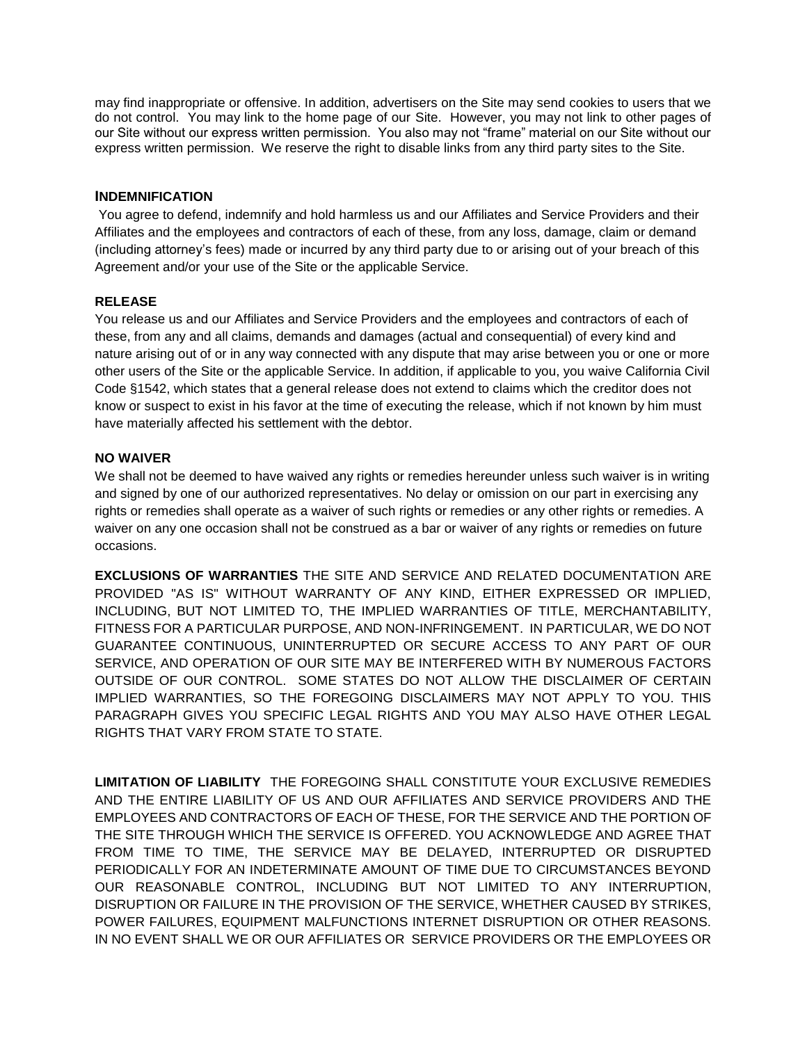may find inappropriate or offensive. In addition, advertisers on the Site may send cookies to users that we do not control. You may link to the home page of our Site. However, you may not link to other pages of our Site without our express written permission. You also may not "frame" material on our Site without our express written permission. We reserve the right to disable links from any third party sites to the Site.

**INDEMNIFICATION**

You agree to defend, indemnify and hold harmless us and our Affiliates and Service Providers and their Affiliates and the employees and contractors of each of these, from any loss, damage, claim or demand (including attorney's fees) made or incurred by any third party due to or arising out of your breach of this Agreement and/or your use of the Site or the applicable Service.

**RELEASE**

You release us and our Affiliates and Service Providers and the employees and contractors of each of these, from any and all claims, demands and damages (actual and consequential) of every kind and nature arising out of or in any way connected with any dispute that may arise between you or one or more other users of the Site or the applicable Service. In addition, if applicable to you, you waive California Civil Code §1542, which states that a general release does not extend to claims which the creditor does not know or suspect to exist in his favor at the time of executing the release, which if not known by him must have materially affected his settlement with the debtor.

**NO WAIVER**

We shall not be deemed to have waived any rights or remedies hereunder unless such waiver is in writing and signed by one of our authorized representatives. No delay or omission on our part in exercising any rights or remedies shall operate as a waiver of such rights or remedies or any other rights or remedies. A waiver on any one occasion shall not be construed as a bar or waiver of any rights or remedies on future occasions.

**EXCLUSIONS OF WARRANTIES** THE SITE AND SERVICE AND RELATED DOCUMENTATION ARE PROVIDED "AS IS" WITHOUT WARRANTY OF ANY KIND, EITHER EXPRESSED OR IMPLIED, INCLUDING, BUT NOT LIMITED TO, THE IMPLIED WARRANTIES OF TITLE, MERCHANTABILITY, FITNESS FOR A PARTICULAR PURPOSE, AND NON-INFRINGEMENT. IN PARTICULAR, WE DO NOT GUARANTEE CONTINUOUS, UNINTERRUPTED OR SECURE ACCESS TO ANY PART OF OUR SERVICE, AND OPERATION OF OUR SITE MAY BE INTERFERED WITH BY NUMEROUS FACTORS OUTSIDE OF OUR CONTROL. SOME STATES DO NOT ALLOW THE DISCLAIMER OF CERTAIN IMPLIED WARRANTIES, SO THE FOREGOING DISCLAIMERS MAY NOT APPLY TO YOU. THIS PARAGRAPH GIVES YOU SPECIFIC LEGAL RIGHTS AND YOU MAY ALSO HAVE OTHER LEGAL RIGHTS THAT VARY FROM STATE TO STATE.

**LIMITATION OF LIABILITY** THE FOREGOING SHALL CONSTITUTE YOUR EXCLUSIVE REMEDIES AND THE ENTIRE LIABILITY OF US AND OUR AFFILIATES AND SERVICE PROVIDERS AND THE EMPLOYEES AND CONTRACTORS OF EACH OF THESE, FOR THE SERVICE AND THE PORTION OF THE SITE THROUGH WHICH THE SERVICE IS OFFERED. YOU ACKNOWLEDGE AND AGREE THAT FROM TIME TO TIME, THE SERVICE MAY BE DELAYED, INTERRUPTED OR DISRUPTED PERIODICALLY FOR AN INDETERMINATE AMOUNT OF TIME DUE TO CIRCUMSTANCES BEYOND OUR REASONABLE CONTROL, INCLUDING BUT NOT LIMITED TO ANY INTERRUPTION, DISRUPTION OR FAILURE IN THE PROVISION OF THE SERVICE, WHETHER CAUSED BY STRIKES, POWER FAILURES, EQUIPMENT MALFUNCTIONS INTERNET DISRUPTION OR OTHER REASONS. IN NO EVENT SHALL WE OR OUR AFFILIATES OR SERVICE PROVIDERS OR THE EMPLOYEES OR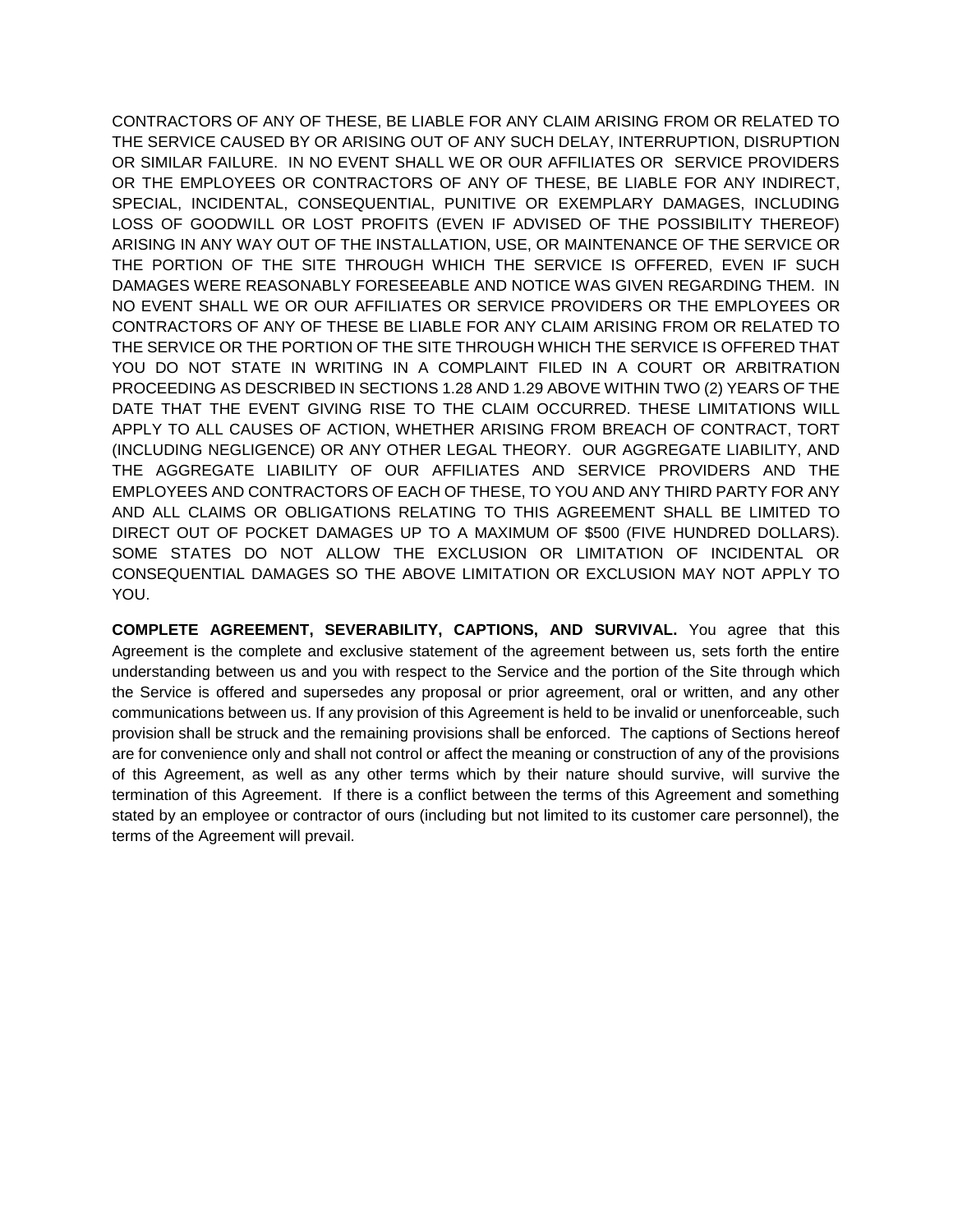CONTRACTORS OF ANY OF THESE, BE LIABLE FOR ANY CLAIM ARISING FROM OR RELATED TO THE SERVICE CAUSED BY OR ARISING OUT OF ANY SUCH DELAY, INTERRUPTION, DISRUPTION OR SIMILAR FAILURE. IN NO EVENT SHALL WE OR OUR AFFILIATES OR SERVICE PROVIDERS OR THE EMPLOYEES OR CONTRACTORS OF ANY OF THESE, BE LIABLE FOR ANY INDIRECT, SPECIAL, INCIDENTAL, CONSEQUENTIAL, PUNITIVE OR EXEMPLARY DAMAGES, INCLUDING LOSS OF GOODWILL OR LOST PROFITS (EVEN IF ADVISED OF THE POSSIBILITY THEREOF) ARISING IN ANY WAY OUT OF THE INSTALLATION, USE, OR MAINTENANCE OF THE SERVICE OR THE PORTION OF THE SITE THROUGH WHICH THE SERVICE IS OFFERED, EVEN IF SUCH DAMAGES WERE REASONABLY FORESEEABLE AND NOTICE WAS GIVEN REGARDING THEM. IN NO EVENT SHALL WE OR OUR AFFILIATES OR SERVICE PROVIDERS OR THE EMPLOYEES OR CONTRACTORS OF ANY OF THESE BE LIABLE FOR ANY CLAIM ARISING FROM OR RELATED TO THE SERVICE OR THE PORTION OF THE SITE THROUGH WHICH THE SERVICE IS OFFERED THAT YOU DO NOT STATE IN WRITING IN A COMPLAINT FILED IN A COURT OR ARBITRATION PROCEEDING AS DESCRIBED IN SECTIONS 1.28 AND 1.29 ABOVE WITHIN TWO (2) YEARS OF THE DATE THAT THE EVENT GIVING RISE TO THE CLAIM OCCURRED. THESE LIMITATIONS WILL APPLY TO ALL CAUSES OF ACTION, WHETHER ARISING FROM BREACH OF CONTRACT, TORT (INCLUDING NEGLIGENCE) OR ANY OTHER LEGAL THEORY. OUR AGGREGATE LIABILITY, AND THE AGGREGATE LIABILITY OF OUR AFFILIATES AND SERVICE PROVIDERS AND THE EMPLOYEES AND CONTRACTORS OF EACH OF THESE, TO YOU AND ANY THIRD PARTY FOR ANY AND ALL CLAIMS OR OBLIGATIONS RELATING TO THIS AGREEMENT SHALL BE LIMITED TO DIRECT OUT OF POCKET DAMAGES UP TO A MAXIMUM OF $500 (FIVE HUNDRED DOLLARS). SOME STATES DO NOT ALLOW THE EXCLUSION OR LIMITATION OF INCIDENTAL OR CONSEQUENTIAL DAMAGES SO THE ABOVE LIMITATION OR EXCLUSION MAY NOT APPLY TO YOU.

**COMPLETE AGREEMENT, SEVERABILITY, CAPTIONS, AND SURVIVAL.** You agree that this Agreement is the complete and exclusive statement of the agreement between us, sets forth the entire understanding between us and you with respect to the Service and the portion of the Site through which the Service is offered and supersedes any proposal or prior agreement, oral or written, and any other communications between us. If any provision of this Agreement is held to be invalid or unenforceable, such provision shall be struck and the remaining provisions shall be enforced. The captions of Sections hereof are for convenience only and shall not control or affect the meaning or construction of any of the provisions of this Agreement, as well as any other terms which by their nature should survive, will survive the termination of this Agreement. If there is a conflict between the terms of this Agreement and something stated by an employee or contractor of ours (including but not limited to its customer care personnel), the terms of the Agreement will prevail.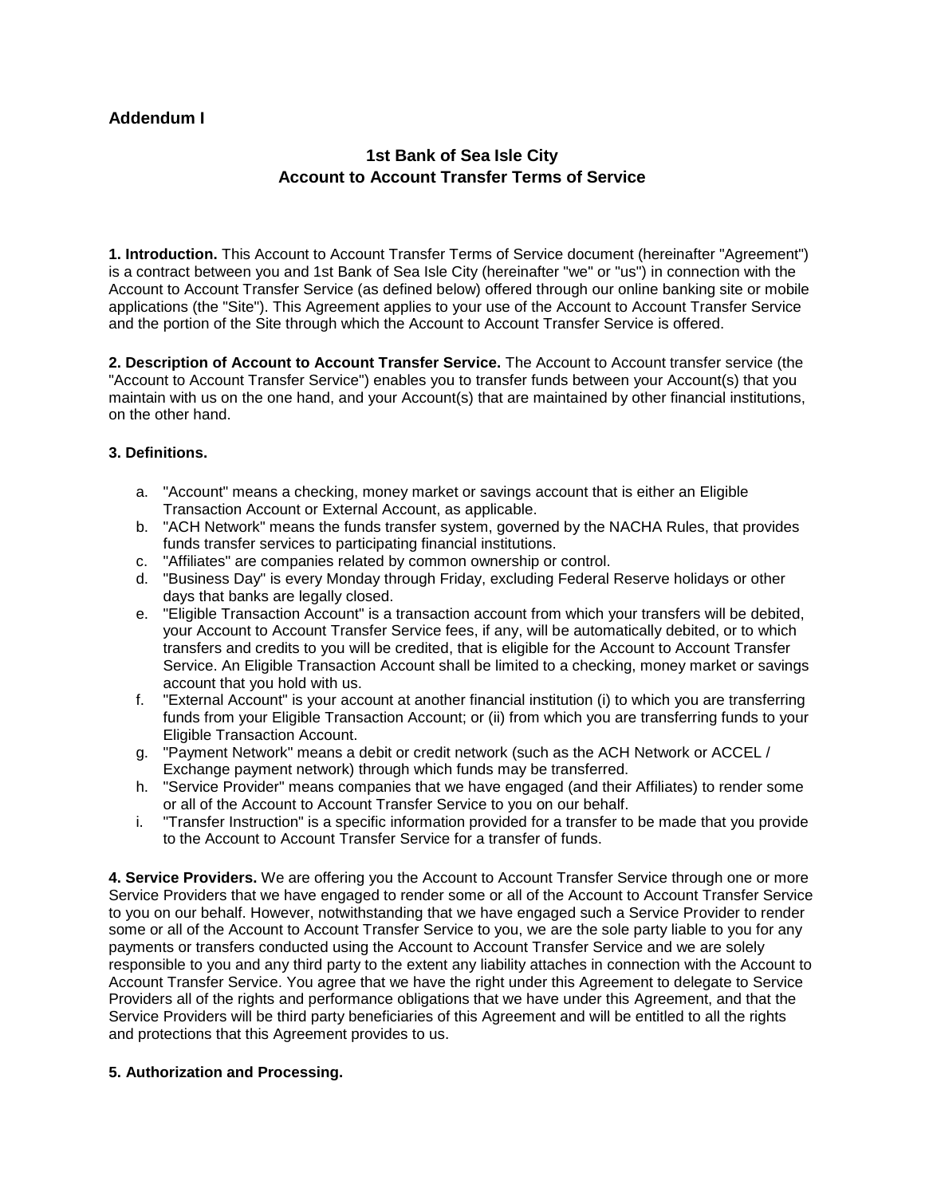**Addendum I**

## 1st Bank of Sea Isle City
## Account to Account Transfer Terms of Service

**1. Introduction.** This Account to Account Transfer Terms of Service document (hereinafter "Agreement") is a contract between you and 1st Bank of Sea Isle City (hereinafter "we" or "us") in connection with the Account to Account Transfer Service (as defined below) offered through our online banking site or mobile applications (the "Site"). This Agreement applies to your use of the Account to Account Transfer Service and the portion of the Site through which the Account to Account Transfer Service is offered.

**2. Description of Account to Account Transfer Service.** The Account to Account transfer service (the "Account to Account Transfer Service") enables you to transfer funds between your Account(s) that you maintain with us on the one hand, and your Account(s) that are maintained by other financial institutions, on the other hand.

**3. Definitions.**

a. "Account" means a checking, money market or savings account that is either an Eligible Transaction Account or External Account, as applicable.
b. "ACH Network" means the funds transfer system, governed by the NACHA Rules, that provides funds transfer services to participating financial institutions.
c. "Affiliates" are companies related by common ownership or control.
d. "Business Day" is every Monday through Friday, excluding Federal Reserve holidays or other days that banks are legally closed.
e. "Eligible Transaction Account" is a transaction account from which your transfers will be debited, your Account to Account Transfer Service fees, if any, will be automatically debited, or to which transfers and credits to you will be credited, that is eligible for the Account to Account Transfer Service. An Eligible Transaction Account shall be limited to a checking, money market or savings account that you hold with us.
f. "External Account" is your account at another financial institution (i) to which you are transferring funds from your Eligible Transaction Account; or (ii) from which you are transferring funds to your Eligible Transaction Account.
g. "Payment Network" means a debit or credit network (such as the ACH Network or ACCEL / Exchange payment network) through which funds may be transferred.
h. "Service Provider" means companies that we have engaged (and their Affiliates) to render some or all of the Account to Account Transfer Service to you on our behalf.
i. "Transfer Instruction" is a specific information provided for a transfer to be made that you provide to the Account to Account Transfer Service for a transfer of funds.

**4. Service Providers.** We are offering you the Account to Account Transfer Service through one or more Service Providers that we have engaged to render some or all of the Account to Account Transfer Service to you on our behalf. However, notwithstanding that we have engaged such a Service Provider to render some or all of the Account to Account Transfer Service to you, we are the sole party liable to you for any payments or transfers conducted using the Account to Account Transfer Service and we are solely responsible to you and any third party to the extent any liability attaches in connection with the Account to Account Transfer Service. You agree that we have the right under this Agreement to delegate to Service Providers all of the rights and performance obligations that we have under this Agreement, and that the Service Providers will be third party beneficiaries of this Agreement and will be entitled to all the rights and protections that this Agreement provides to us.

**5. Authorization and Processing.**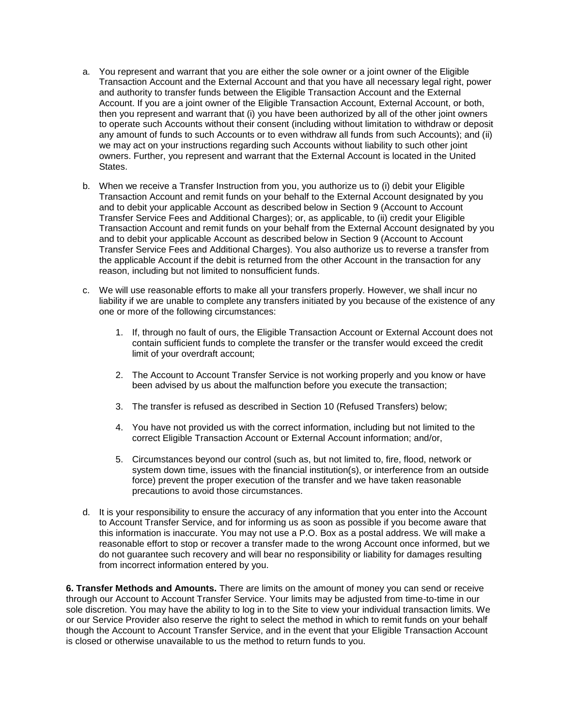a. You represent and warrant that you are either the sole owner or a joint owner of the Eligible Transaction Account and the External Account and that you have all necessary legal right, power and authority to transfer funds between the Eligible Transaction Account and the External Account. If you are a joint owner of the Eligible Transaction Account, External Account, or both, then you represent and warrant that (i) you have been authorized by all of the other joint owners to operate such Accounts without their consent (including without limitation to withdraw or deposit any amount of funds to such Accounts or to even withdraw all funds from such Accounts); and (ii) we may act on your instructions regarding such Accounts without liability to such other joint owners. Further, you represent and warrant that the External Account is located in the United States.

b. When we receive a Transfer Instruction from you, you authorize us to (i) debit your Eligible Transaction Account and remit funds on your behalf to the External Account designated by you and to debit your applicable Account as described below in Section 9 (Account to Account Transfer Service Fees and Additional Charges); or, as applicable, to (ii) credit your Eligible Transaction Account and remit funds on your behalf from the External Account designated by you and to debit your applicable Account as described below in Section 9 (Account to Account Transfer Service Fees and Additional Charges). You also authorize us to reverse a transfer from the applicable Account if the debit is returned from the other Account in the transaction for any reason, including but not limited to nonsufficient funds.

c. We will use reasonable efforts to make all your transfers properly. However, we shall incur no liability if we are unable to complete any transfers initiated by you because of the existence of any one or more of the following circumstances:

   1. If, through no fault of ours, the Eligible Transaction Account or External Account does not contain sufficient funds to complete the transfer or the transfer would exceed the credit limit of your overdraft account;

   2. The Account to Account Transfer Service is not working properly and you know or have been advised by us about the malfunction before you execute the transaction;

   3. The transfer is refused as described in Section 10 (Refused Transfers) below;

   4. You have not provided us with the correct information, including but not limited to the correct Eligible Transaction Account or External Account information; and/or,

   5. Circumstances beyond our control (such as, but not limited to, fire, flood, network or system down time, issues with the financial institution(s), or interference from an outside force) prevent the proper execution of the transfer and we have taken reasonable precautions to avoid those circumstances.

d. It is your responsibility to ensure the accuracy of any information that you enter into the Account to Account Transfer Service, and for informing us as soon as possible if you become aware that this information is inaccurate. You may not use a P.O. Box as a postal address. We will make a reasonable effort to stop or recover a transfer made to the wrong Account once informed, but we do not guarantee such recovery and will bear no responsibility or liability for damages resulting from incorrect information entered by you.

**6. Transfer Methods and Amounts.** There are limits on the amount of money you can send or receive through our Account to Account Transfer Service. Your limits may be adjusted from time-to-time in our sole discretion. You may have the ability to log in to the Site to view your individual transaction limits. We or our Service Provider also reserve the right to select the method in which to remit funds on your behalf though the Account to Account Transfer Service, and in the event that your Eligible Transaction Account is closed or otherwise unavailable to us the method to return funds to you.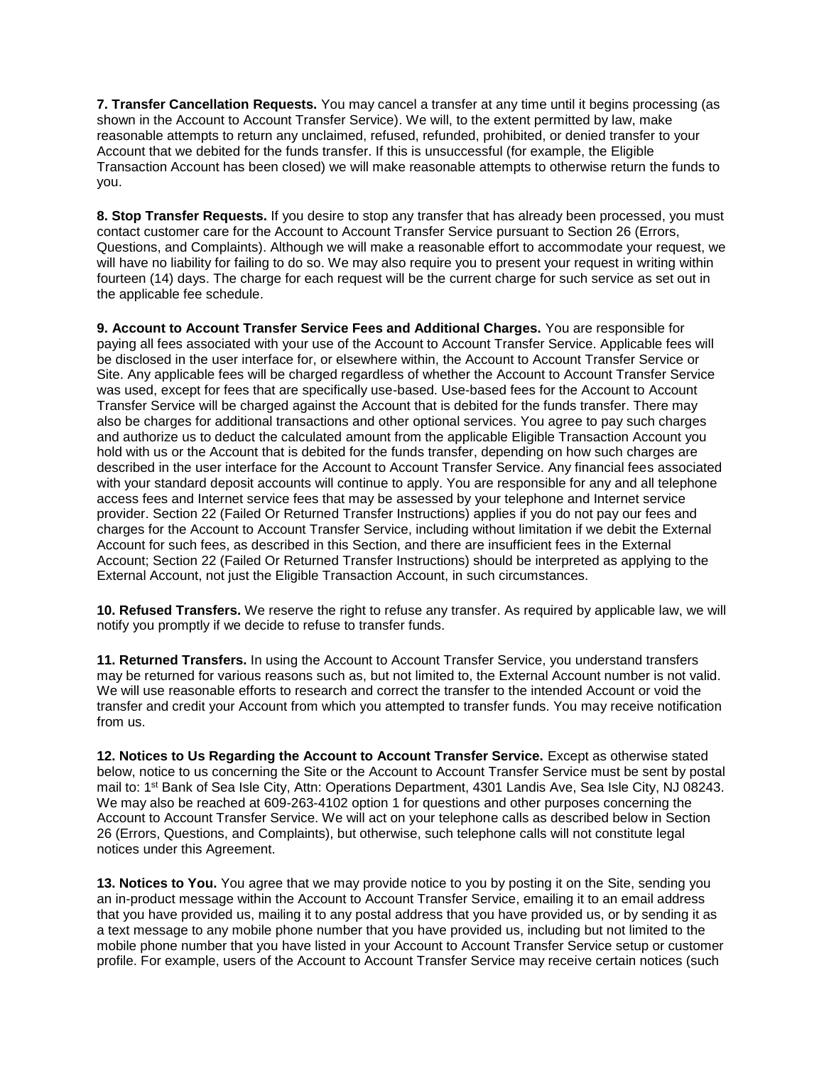**7. Transfer Cancellation Requests.** You may cancel a transfer at any time until it begins processing (as shown in the Account to Account Transfer Service). We will, to the extent permitted by law, make reasonable attempts to return any unclaimed, refused, refunded, prohibited, or denied transfer to your Account that we debited for the funds transfer. If this is unsuccessful (for example, the Eligible Transaction Account has been closed) we will make reasonable attempts to otherwise return the funds to you.

**8. Stop Transfer Requests.** If you desire to stop any transfer that has already been processed, you must contact customer care for the Account to Account Transfer Service pursuant to Section 26 (Errors, Questions, and Complaints). Although we will make a reasonable effort to accommodate your request, we will have no liability for failing to do so. We may also require you to present your request in writing within fourteen (14) days. The charge for each request will be the current charge for such service as set out in the applicable fee schedule.

**9. Account to Account Transfer Service Fees and Additional Charges.** You are responsible for paying all fees associated with your use of the Account to Account Transfer Service. Applicable fees will be disclosed in the user interface for, or elsewhere within, the Account to Account Transfer Service or Site. Any applicable fees will be charged regardless of whether the Account to Account Transfer Service was used, except for fees that are specifically use-based. Use-based fees for the Account to Account Transfer Service will be charged against the Account that is debited for the funds transfer. There may also be charges for additional transactions and other optional services. You agree to pay such charges and authorize us to deduct the calculated amount from the applicable Eligible Transaction Account you hold with us or the Account that is debited for the funds transfer, depending on how such charges are described in the user interface for the Account to Account Transfer Service. Any financial fees associated with your standard deposit accounts will continue to apply. You are responsible for any and all telephone access fees and Internet service fees that may be assessed by your telephone and Internet service provider. Section 22 (Failed Or Returned Transfer Instructions) applies if you do not pay our fees and charges for the Account to Account Transfer Service, including without limitation if we debit the External Account for such fees, as described in this Section, and there are insufficient fees in the External Account; Section 22 (Failed Or Returned Transfer Instructions) should be interpreted as applying to the External Account, not just the Eligible Transaction Account, in such circumstances.

**10. Refused Transfers.** We reserve the right to refuse any transfer. As required by applicable law, we will notify you promptly if we decide to refuse to transfer funds.

**11. Returned Transfers.** In using the Account to Account Transfer Service, you understand transfers may be returned for various reasons such as, but not limited to, the External Account number is not valid. We will use reasonable efforts to research and correct the transfer to the intended Account or void the transfer and credit your Account from which you attempted to transfer funds. You may receive notification from us.

**12. Notices to Us Regarding the Account to Account Transfer Service.** Except as otherwise stated below, notice to us concerning the Site or the Account to Account Transfer Service must be sent by postal mail to: 1st Bank of Sea Isle City, Attn: Operations Department, 4301 Landis Ave, Sea Isle City, NJ 08243. We may also be reached at 609-263-4102 option 1 for questions and other purposes concerning the Account to Account Transfer Service. We will act on your telephone calls as described below in Section 26 (Errors, Questions, and Complaints), but otherwise, such telephone calls will not constitute legal notices under this Agreement.

**13. Notices to You.** You agree that we may provide notice to you by posting it on the Site, sending you an in-product message within the Account to Account Transfer Service, emailing it to an email address that you have provided us, mailing it to any postal address that you have provided us, or by sending it as a text message to any mobile phone number that you have provided us, including but not limited to the mobile phone number that you have listed in your Account to Account Transfer Service setup or customer profile. For example, users of the Account to Account Transfer Service may receive certain notices (such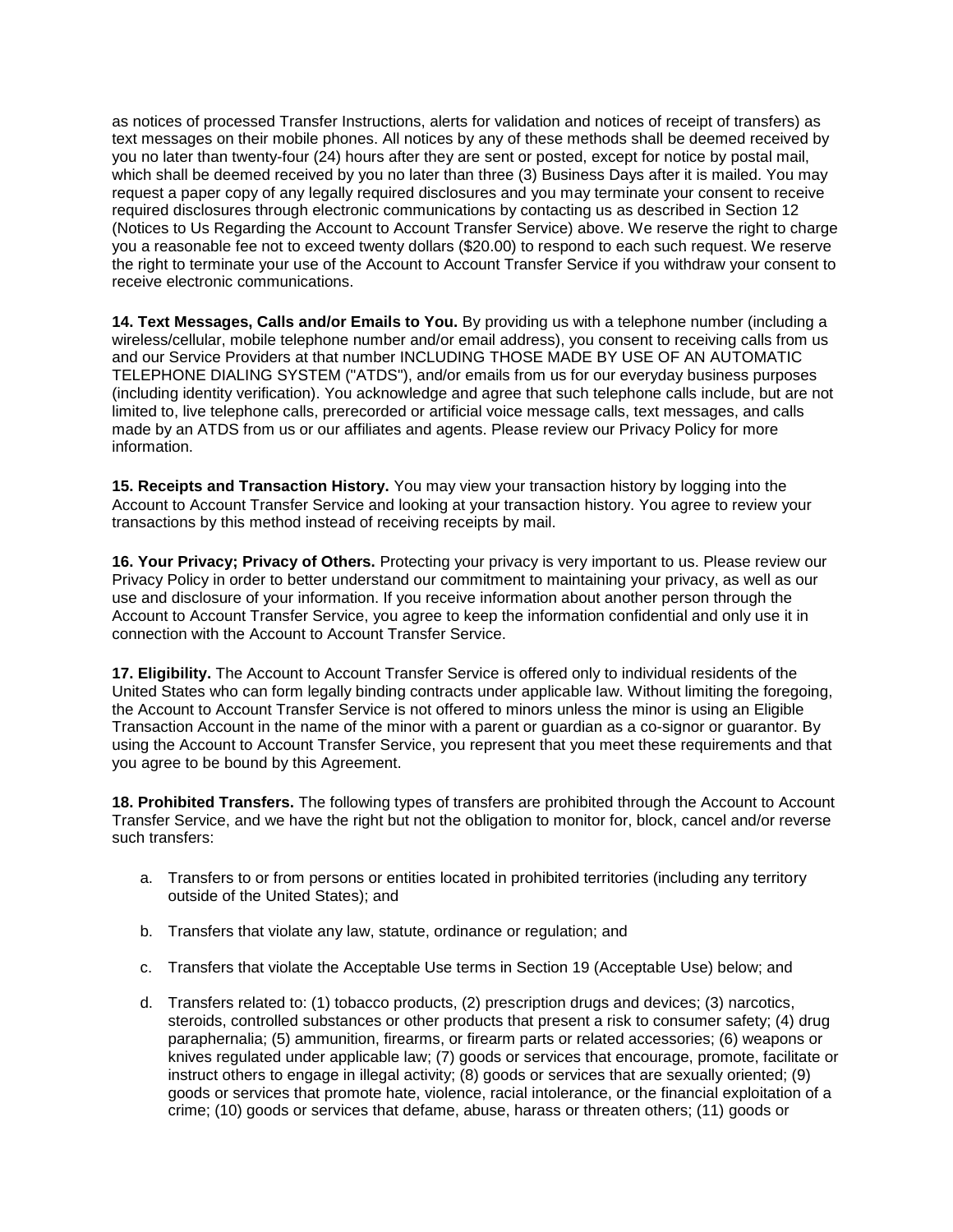as notices of processed Transfer Instructions, alerts for validation and notices of receipt of transfers) as text messages on their mobile phones. All notices by any of these methods shall be deemed received by you no later than twenty-four (24) hours after they are sent or posted, except for notice by postal mail, which shall be deemed received by you no later than three (3) Business Days after it is mailed. You may request a paper copy of any legally required disclosures and you may terminate your consent to receive required disclosures through electronic communications by contacting us as described in Section 12 (Notices to Us Regarding the Account to Account Transfer Service) above. We reserve the right to charge you a reasonable fee not to exceed twenty dollars ($20.00) to respond to each such request. We reserve the right to terminate your use of the Account to Account Transfer Service if you withdraw your consent to receive electronic communications.

**14. Text Messages, Calls and/or Emails to You.** By providing us with a telephone number (including a wireless/cellular, mobile telephone number and/or email address), you consent to receiving calls from us and our Service Providers at that number INCLUDING THOSE MADE BY USE OF AN AUTOMATIC TELEPHONE DIALING SYSTEM ("ATDS"), and/or emails from us for our everyday business purposes (including identity verification). You acknowledge and agree that such telephone calls include, but are not limited to, live telephone calls, prerecorded or artificial voice message calls, text messages, and calls made by an ATDS from us or our affiliates and agents. Please review our Privacy Policy for more information.

**15. Receipts and Transaction History.** You may view your transaction history by logging into the Account to Account Transfer Service and looking at your transaction history. You agree to review your transactions by this method instead of receiving receipts by mail.

**16. Your Privacy; Privacy of Others.** Protecting your privacy is very important to us. Please review our Privacy Policy in order to better understand our commitment to maintaining your privacy, as well as our use and disclosure of your information. If you receive information about another person through the Account to Account Transfer Service, you agree to keep the information confidential and only use it in connection with the Account to Account Transfer Service.

**17. Eligibility.** The Account to Account Transfer Service is offered only to individual residents of the United States who can form legally binding contracts under applicable law. Without limiting the foregoing, the Account to Account Transfer Service is not offered to minors unless the minor is using an Eligible Transaction Account in the name of the minor with a parent or guardian as a co-signor or guarantor. By using the Account to Account Transfer Service, you represent that you meet these requirements and that you agree to be bound by this Agreement.

**18. Prohibited Transfers.** The following types of transfers are prohibited through the Account to Account Transfer Service, and we have the right but not the obligation to monitor for, block, cancel and/or reverse such transfers:

a. Transfers to or from persons or entities located in prohibited territories (including any territory outside of the United States); and

b. Transfers that violate any law, statute, ordinance or regulation; and

c. Transfers that violate the Acceptable Use terms in Section 19 (Acceptable Use) below; and

d. Transfers related to: (1) tobacco products, (2) prescription drugs and devices; (3) narcotics, steroids, controlled substances or other products that present a risk to consumer safety; (4) drug paraphernalia; (5) ammunition, firearms, or firearm parts or related accessories; (6) weapons or knives regulated under applicable law; (7) goods or services that encourage, promote, facilitate or instruct others to engage in illegal activity; (8) goods or services that are sexually oriented; (9) goods or services that promote hate, violence, racial intolerance, or the financial exploitation of a crime; (10) goods or services that defame, abuse, harass or threaten others; (11) goods or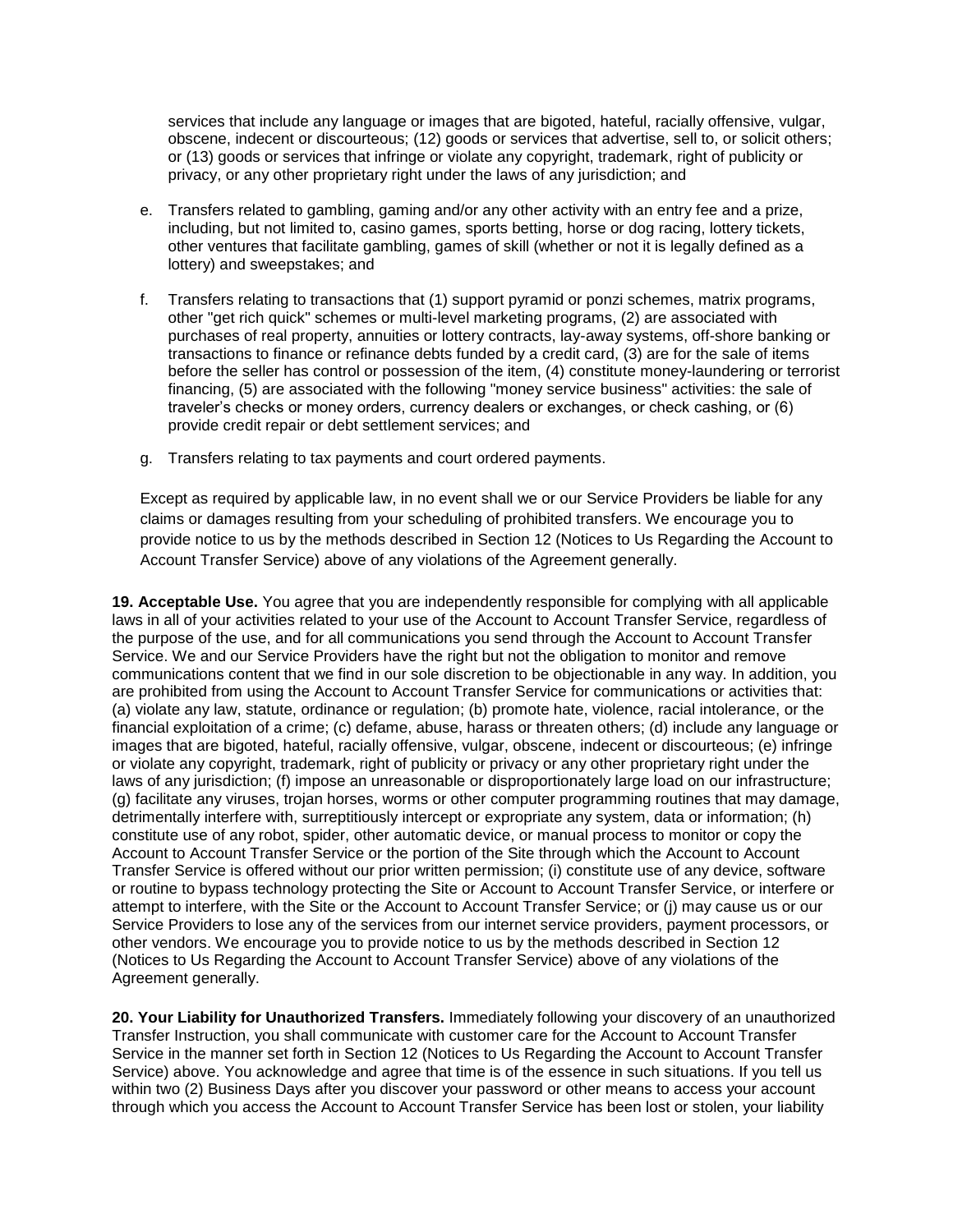services that include any language or images that are bigoted, hateful, racially offensive, vulgar, obscene, indecent or discourteous; (12) goods or services that advertise, sell to, or solicit others; or (13) goods or services that infringe or violate any copyright, trademark, right of publicity or privacy, or any other proprietary right under the laws of any jurisdiction; and

e. Transfers related to gambling, gaming and/or any other activity with an entry fee and a prize, including, but not limited to, casino games, sports betting, horse or dog racing, lottery tickets, other ventures that facilitate gambling, games of skill (whether or not it is legally defined as a lottery) and sweepstakes; and

f. Transfers relating to transactions that (1) support pyramid or ponzi schemes, matrix programs, other "get rich quick" schemes or multi-level marketing programs, (2) are associated with purchases of real property, annuities or lottery contracts, lay-away systems, off-shore banking or transactions to finance or refinance debts funded by a credit card, (3) are for the sale of items before the seller has control or possession of the item, (4) constitute money-laundering or terrorist financing, (5) are associated with the following "money service business" activities: the sale of traveler's checks or money orders, currency dealers or exchanges, or check cashing, or (6) provide credit repair or debt settlement services; and

g. Transfers relating to tax payments and court ordered payments.

Except as required by applicable law, in no event shall we or our Service Providers be liable for any claims or damages resulting from your scheduling of prohibited transfers. We encourage you to provide notice to us by the methods described in Section 12 (Notices to Us Regarding the Account to Account Transfer Service) above of any violations of the Agreement generally.

**19. Acceptable Use.** You agree that you are independently responsible for complying with all applicable laws in all of your activities related to your use of the Account to Account Transfer Service, regardless of the purpose of the use, and for all communications you send through the Account to Account Transfer Service. We and our Service Providers have the right but not the obligation to monitor and remove communications content that we find in our sole discretion to be objectionable in any way. In addition, you are prohibited from using the Account to Account Transfer Service for communications or activities that: (a) violate any law, statute, ordinance or regulation; (b) promote hate, violence, racial intolerance, or the financial exploitation of a crime; (c) defame, abuse, harass or threaten others; (d) include any language or images that are bigoted, hateful, racially offensive, vulgar, obscene, indecent or discourteous; (e) infringe or violate any copyright, trademark, right of publicity or privacy or any other proprietary right under the laws of any jurisdiction; (f) impose an unreasonable or disproportionately large load on our infrastructure; (g) facilitate any viruses, trojan horses, worms or other computer programming routines that may damage, detrimentally interfere with, surreptitiously intercept or expropriate any system, data or information; (h) constitute use of any robot, spider, other automatic device, or manual process to monitor or copy the Account to Account Transfer Service or the portion of the Site through which the Account to Account Transfer Service is offered without our prior written permission; (i) constitute use of any device, software or routine to bypass technology protecting the Site or Account to Account Transfer Service, or interfere or attempt to interfere, with the Site or the Account to Account Transfer Service; or (j) may cause us or our Service Providers to lose any of the services from our internet service providers, payment processors, or other vendors. We encourage you to provide notice to us by the methods described in Section 12 (Notices to Us Regarding the Account to Account Transfer Service) above of any violations of the Agreement generally.

**20. Your Liability for Unauthorized Transfers.** Immediately following your discovery of an unauthorized Transfer Instruction, you shall communicate with customer care for the Account to Account Transfer Service in the manner set forth in Section 12 (Notices to Us Regarding the Account to Account Transfer Service) above. You acknowledge and agree that time is of the essence in such situations. If you tell us within two (2) Business Days after you discover your password or other means to access your account through which you access the Account to Account Transfer Service has been lost or stolen, your liability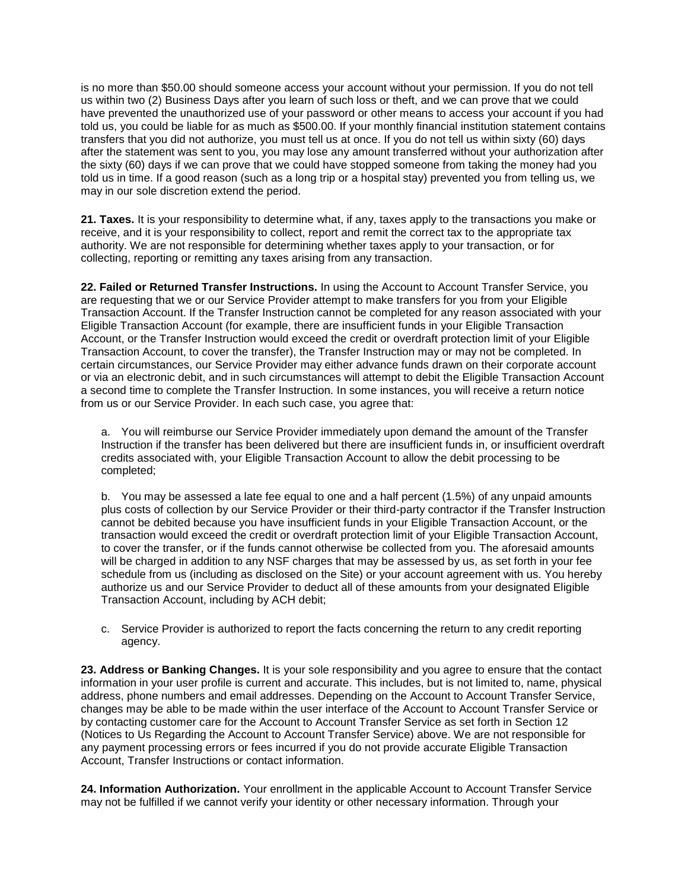is no more than $50.00 should someone access your account without your permission. If you do not tell us within two (2) Business Days after you learn of such loss or theft, and we can prove that we could have prevented the unauthorized use of your password or other means to access your account if you had told us, you could be liable for as much as $500.00. If your monthly financial institution statement contains transfers that you did not authorize, you must tell us at once. If you do not tell us within sixty (60) days after the statement was sent to you, you may lose any amount transferred without your authorization after the sixty (60) days if we can prove that we could have stopped someone from taking the money had you told us in time. If a good reason (such as a long trip or a hospital stay) prevented you from telling us, we may in our sole discretion extend the period.

**21. Taxes.** It is your responsibility to determine what, if any, taxes apply to the transactions you make or receive, and it is your responsibility to collect, report and remit the correct tax to the appropriate tax authority. We are not responsible for determining whether taxes apply to your transaction, or for collecting, reporting or remitting any taxes arising from any transaction.

**22. Failed or Returned Transfer Instructions.** In using the Account to Account Transfer Service, you are requesting that we or our Service Provider attempt to make transfers for you from your Eligible Transaction Account. If the Transfer Instruction cannot be completed for any reason associated with your Eligible Transaction Account (for example, there are insufficient funds in your Eligible Transaction Account, or the Transfer Instruction would exceed the credit or overdraft protection limit of your Eligible Transaction Account, to cover the transfer), the Transfer Instruction may or may not be completed. In certain circumstances, our Service Provider may either advance funds drawn on their corporate account or via an electronic debit, and in such circumstances will attempt to debit the Eligible Transaction Account a second time to complete the Transfer Instruction. In some instances, you will receive a return notice from us or our Service Provider. In each such case, you agree that:

a. You will reimburse our Service Provider immediately upon demand the amount of the Transfer Instruction if the transfer has been delivered but there are insufficient funds in, or insufficient overdraft credits associated with, your Eligible Transaction Account to allow the debit processing to be completed;

b. You may be assessed a late fee equal to one and a half percent (1.5%) of any unpaid amounts plus costs of collection by our Service Provider or their third-party contractor if the Transfer Instruction cannot be debited because you have insufficient funds in your Eligible Transaction Account, or the transaction would exceed the credit or overdraft protection limit of your Eligible Transaction Account, to cover the transfer, or if the funds cannot otherwise be collected from you. The aforesaid amounts will be charged in addition to any NSF charges that may be assessed by us, as set forth in your fee schedule from us (including as disclosed on the Site) or your account agreement with us. You hereby authorize us and our Service Provider to deduct all of these amounts from your designated Eligible Transaction Account, including by ACH debit;

c. Service Provider is authorized to report the facts concerning the return to any credit reporting agency.

**23. Address or Banking Changes.** It is your sole responsibility and you agree to ensure that the contact information in your user profile is current and accurate. This includes, but is not limited to, name, physical address, phone numbers and email addresses. Depending on the Account to Account Transfer Service, changes may be able to be made within the user interface of the Account to Account Transfer Service or by contacting customer care for the Account to Account Transfer Service as set forth in Section 12 (Notices to Us Regarding the Account to Account Transfer Service) above. We are not responsible for any payment processing errors or fees incurred if you do not provide accurate Eligible Transaction Account, Transfer Instructions or contact information.

**24. Information Authorization.** Your enrollment in the applicable Account to Account Transfer Service may not be fulfilled if we cannot verify your identity or other necessary information. Through your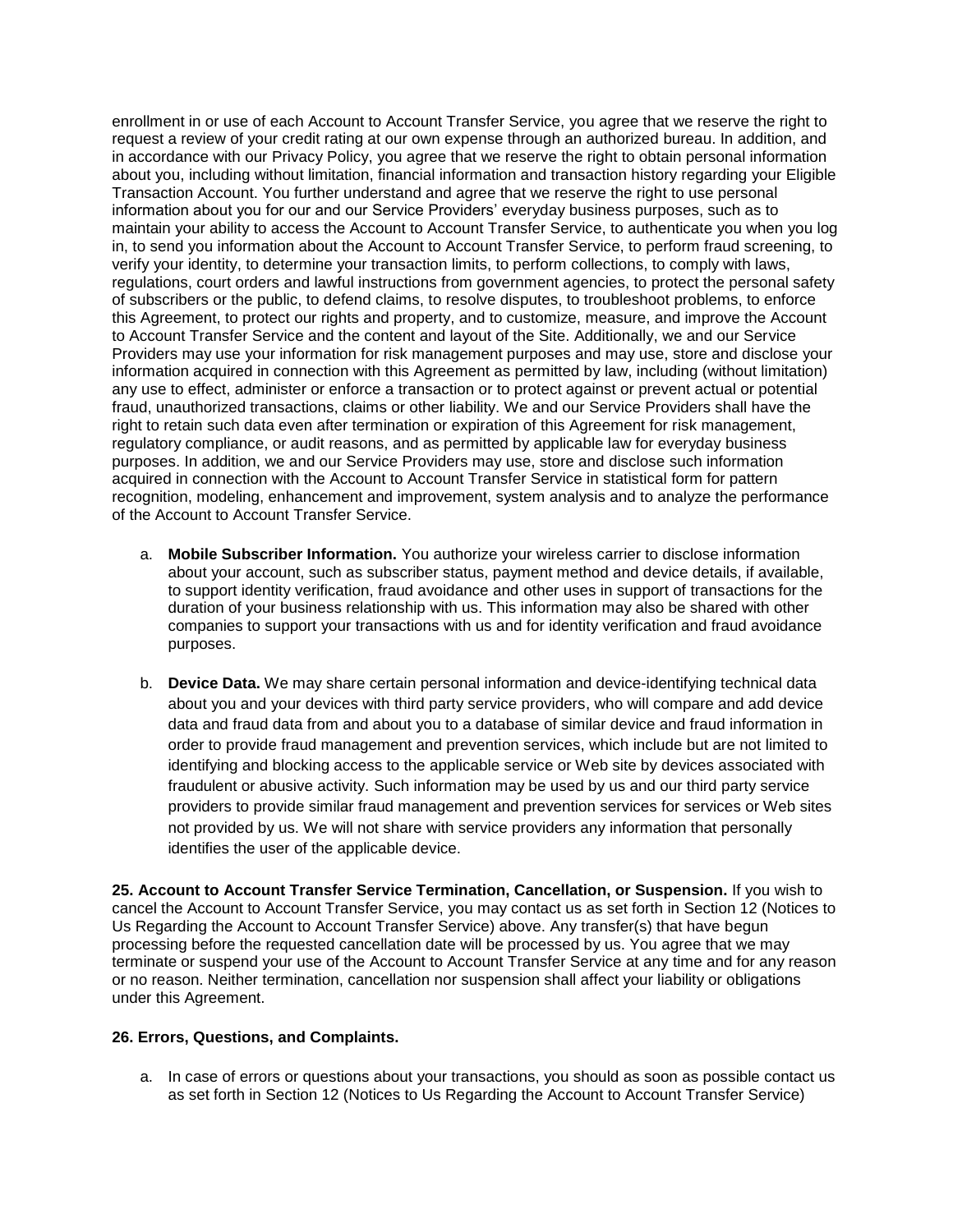enrollment in or use of each Account to Account Transfer Service, you agree that we reserve the right to request a review of your credit rating at our own expense through an authorized bureau. In addition, and in accordance with our Privacy Policy, you agree that we reserve the right to obtain personal information about you, including without limitation, financial information and transaction history regarding your Eligible Transaction Account. You further understand and agree that we reserve the right to use personal information about you for our and our Service Providers' everyday business purposes, such as to maintain your ability to access the Account to Account Transfer Service, to authenticate you when you log in, to send you information about the Account to Account Transfer Service, to perform fraud screening, to verify your identity, to determine your transaction limits, to perform collections, to comply with laws, regulations, court orders and lawful instructions from government agencies, to protect the personal safety of subscribers or the public, to defend claims, to resolve disputes, to troubleshoot problems, to enforce this Agreement, to protect our rights and property, and to customize, measure, and improve the Account to Account Transfer Service and the content and layout of the Site. Additionally, we and our Service Providers may use your information for risk management purposes and may use, store and disclose your information acquired in connection with this Agreement as permitted by law, including (without limitation) any use to effect, administer or enforce a transaction or to protect against or prevent actual or potential fraud, unauthorized transactions, claims or other liability. We and our Service Providers shall have the right to retain such data even after termination or expiration of this Agreement for risk management, regulatory compliance, or audit reasons, and as permitted by applicable law for everyday business purposes. In addition, we and our Service Providers may use, store and disclose such information acquired in connection with the Account to Account Transfer Service in statistical form for pattern recognition, modeling, enhancement and improvement, system analysis and to analyze the performance of the Account to Account Transfer Service.

a. **Mobile Subscriber Information.** You authorize your wireless carrier to disclose information about your account, such as subscriber status, payment method and device details, if available, to support identity verification, fraud avoidance and other uses in support of transactions for the duration of your business relationship with us. This information may also be shared with other companies to support your transactions with us and for identity verification and fraud avoidance purposes.

b. **Device Data.** We may share certain personal information and device-identifying technical data about you and your devices with third party service providers, who will compare and add device data and fraud data from and about you to a database of similar device and fraud information in order to provide fraud management and prevention services, which include but are not limited to identifying and blocking access to the applicable service or Web site by devices associated with fraudulent or abusive activity. Such information may be used by us and our third party service providers to provide similar fraud management and prevention services for services or Web sites not provided by us. We will not share with service providers any information that personally identifies the user of the applicable device.

**25. Account to Account Transfer Service Termination, Cancellation, or Suspension.** If you wish to cancel the Account to Account Transfer Service, you may contact us as set forth in Section 12 (Notices to Us Regarding the Account to Account Transfer Service) above. Any transfer(s) that have begun processing before the requested cancellation date will be processed by us. You agree that we may terminate or suspend your use of the Account to Account Transfer Service at any time and for any reason or no reason. Neither termination, cancellation nor suspension shall affect your liability or obligations under this Agreement.

**26. Errors, Questions, and Complaints.**

a. In case of errors or questions about your transactions, you should as soon as possible contact us as set forth in Section 12 (Notices to Us Regarding the Account to Account Transfer Service)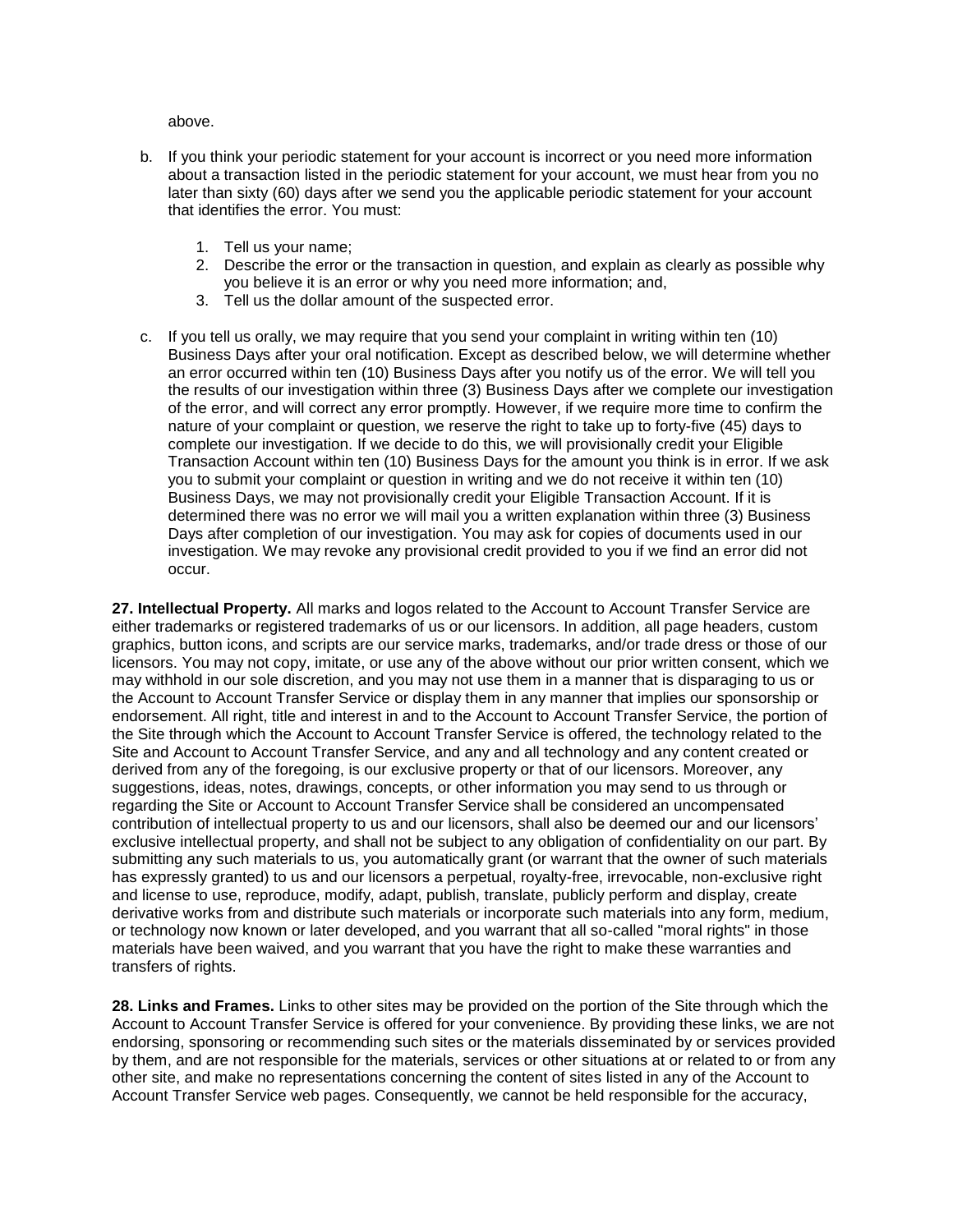above.

b. If you think your periodic statement for your account is incorrect or you need more information about a transaction listed in the periodic statement for your account, we must hear from you no later than sixty (60) days after we send you the applicable periodic statement for your account that identifies the error. You must:

    1. Tell us your name;
    2. Describe the error or the transaction in question, and explain as clearly as possible why you believe it is an error or why you need more information; and,
    3. Tell us the dollar amount of the suspected error.

c. If you tell us orally, we may require that you send your complaint in writing within ten (10) Business Days after your oral notification. Except as described below, we will determine whether an error occurred within ten (10) Business Days after you notify us of the error. We will tell you the results of our investigation within three (3) Business Days after we complete our investigation of the error, and will correct any error promptly. However, if we require more time to confirm the nature of your complaint or question, we reserve the right to take up to forty-five (45) days to complete our investigation. If we decide to do this, we will provisionally credit your Eligible Transaction Account within ten (10) Business Days for the amount you think is in error. If we ask you to submit your complaint or question in writing and we do not receive it within ten (10) Business Days, we may not provisionally credit your Eligible Transaction Account. If it is determined there was no error we will mail you a written explanation within three (3) Business Days after completion of our investigation. You may ask for copies of documents used in our investigation. We may revoke any provisional credit provided to you if we find an error did not occur.

**27. Intellectual Property.** All marks and logos related to the Account to Account Transfer Service are either trademarks or registered trademarks of us or our licensors. In addition, all page headers, custom graphics, button icons, and scripts are our service marks, trademarks, and/or trade dress or those of our licensors. You may not copy, imitate, or use any of the above without our prior written consent, which we may withhold in our sole discretion, and you may not use them in a manner that is disparaging to us or the Account to Account Transfer Service or display them in any manner that implies our sponsorship or endorsement. All right, title and interest in and to the Account to Account Transfer Service, the portion of the Site through which the Account to Account Transfer Service is offered, the technology related to the Site and Account to Account Transfer Service, and any and all technology and any content created or derived from any of the foregoing, is our exclusive property or that of our licensors. Moreover, any suggestions, ideas, notes, drawings, concepts, or other information you may send to us through or regarding the Site or Account to Account Transfer Service shall be considered an uncompensated contribution of intellectual property to us and our licensors, shall also be deemed our and our licensors' exclusive intellectual property, and shall not be subject to any obligation of confidentiality on our part. By submitting any such materials to us, you automatically grant (or warrant that the owner of such materials has expressly granted) to us and our licensors a perpetual, royalty-free, irrevocable, non-exclusive right and license to use, reproduce, modify, adapt, publish, translate, publicly perform and display, create derivative works from and distribute such materials or incorporate such materials into any form, medium, or technology now known or later developed, and you warrant that all so-called "moral rights" in those materials have been waived, and you warrant that you have the right to make these warranties and transfers of rights.

**28. Links and Frames.** Links to other sites may be provided on the portion of the Site through which the Account to Account Transfer Service is offered for your convenience. By providing these links, we are not endorsing, sponsoring or recommending such sites or the materials disseminated by or services provided by them, and are not responsible for the materials, services or other situations at or related to or from any other site, and make no representations concerning the content of sites listed in any of the Account to Account Transfer Service web pages. Consequently, we cannot be held responsible for the accuracy,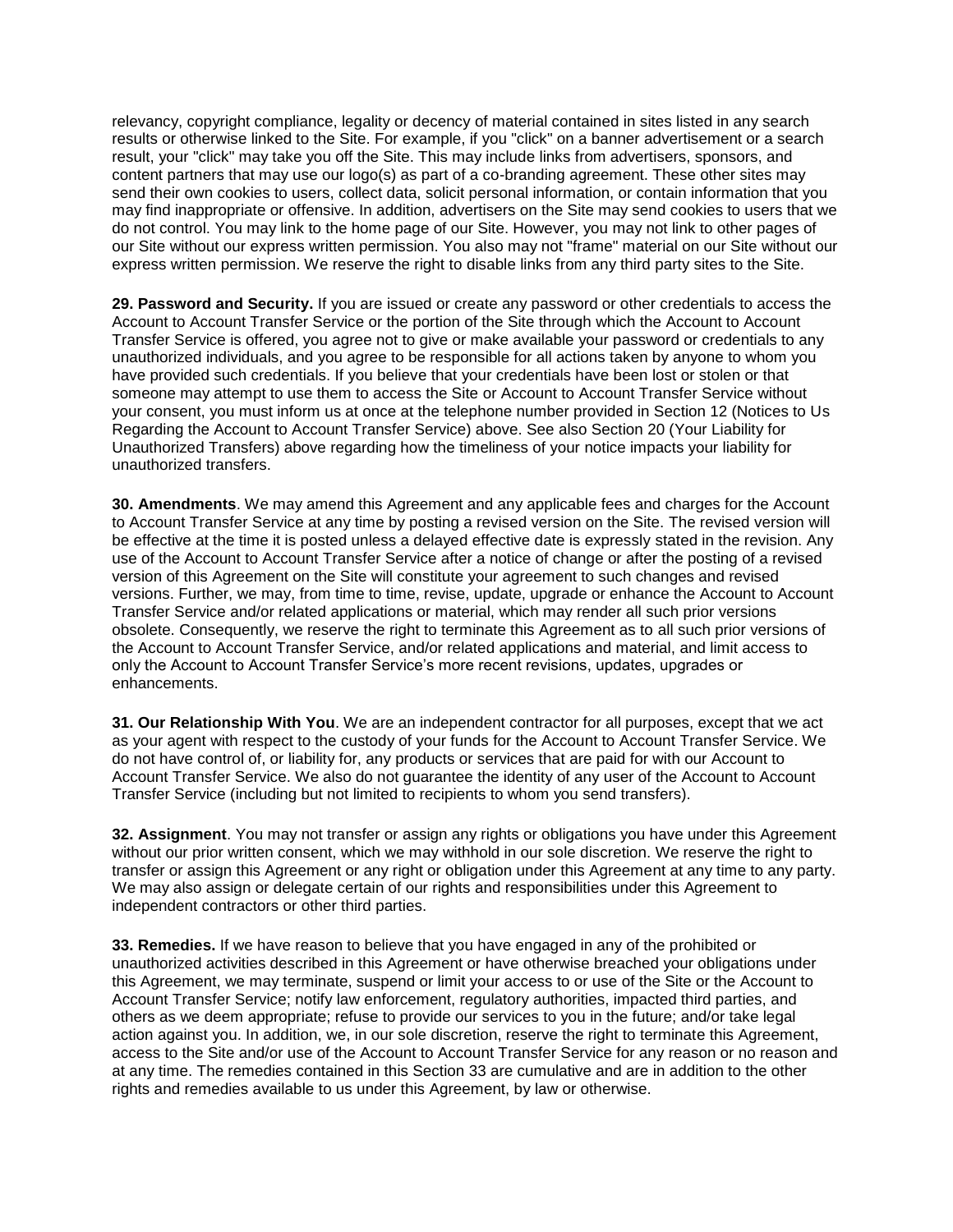relevancy, copyright compliance, legality or decency of material contained in sites listed in any search results or otherwise linked to the Site. For example, if you "click" on a banner advertisement or a search result, your "click" may take you off the Site. This may include links from advertisers, sponsors, and content partners that may use our logo(s) as part of a co-branding agreement. These other sites may send their own cookies to users, collect data, solicit personal information, or contain information that you may find inappropriate or offensive. In addition, advertisers on the Site may send cookies to users that we do not control. You may link to the home page of our Site. However, you may not link to other pages of our Site without our express written permission. You also may not "frame" material on our Site without our express written permission. We reserve the right to disable links from any third party sites to the Site.

**29. Password and Security.** If you are issued or create any password or other credentials to access the Account to Account Transfer Service or the portion of the Site through which the Account to Account Transfer Service is offered, you agree not to give or make available your password or credentials to any unauthorized individuals, and you agree to be responsible for all actions taken by anyone to whom you have provided such credentials. If you believe that your credentials have been lost or stolen or that someone may attempt to use them to access the Site or Account to Account Transfer Service without your consent, you must inform us at once at the telephone number provided in Section 12 (Notices to Us Regarding the Account to Account Transfer Service) above. See also Section 20 (Your Liability for Unauthorized Transfers) above regarding how the timeliness of your notice impacts your liability for unauthorized transfers.

**30. Amendments**. We may amend this Agreement and any applicable fees and charges for the Account to Account Transfer Service at any time by posting a revised version on the Site. The revised version will be effective at the time it is posted unless a delayed effective date is expressly stated in the revision. Any use of the Account to Account Transfer Service after a notice of change or after the posting of a revised version of this Agreement on the Site will constitute your agreement to such changes and revised versions. Further, we may, from time to time, revise, update, upgrade or enhance the Account to Account Transfer Service and/or related applications or material, which may render all such prior versions obsolete. Consequently, we reserve the right to terminate this Agreement as to all such prior versions of the Account to Account Transfer Service, and/or related applications and material, and limit access to only the Account to Account Transfer Service's more recent revisions, updates, upgrades or enhancements.

**31. Our Relationship With You**. We are an independent contractor for all purposes, except that we act as your agent with respect to the custody of your funds for the Account to Account Transfer Service. We do not have control of, or liability for, any products or services that are paid for with our Account to Account Transfer Service. We also do not guarantee the identity of any user of the Account to Account Transfer Service (including but not limited to recipients to whom you send transfers).

**32. Assignment**. You may not transfer or assign any rights or obligations you have under this Agreement without our prior written consent, which we may withhold in our sole discretion. We reserve the right to transfer or assign this Agreement or any right or obligation under this Agreement at any time to any party. We may also assign or delegate certain of our rights and responsibilities under this Agreement to independent contractors or other third parties.

**33. Remedies.** If we have reason to believe that you have engaged in any of the prohibited or unauthorized activities described in this Agreement or have otherwise breached your obligations under this Agreement, we may terminate, suspend or limit your access to or use of the Site or the Account to Account Transfer Service; notify law enforcement, regulatory authorities, impacted third parties, and others as we deem appropriate; refuse to provide our services to you in the future; and/or take legal action against you. In addition, we, in our sole discretion, reserve the right to terminate this Agreement, access to the Site and/or use of the Account to Account Transfer Service for any reason or no reason and at any time. The remedies contained in this Section 33 are cumulative and are in addition to the other rights and remedies available to us under this Agreement, by law or otherwise.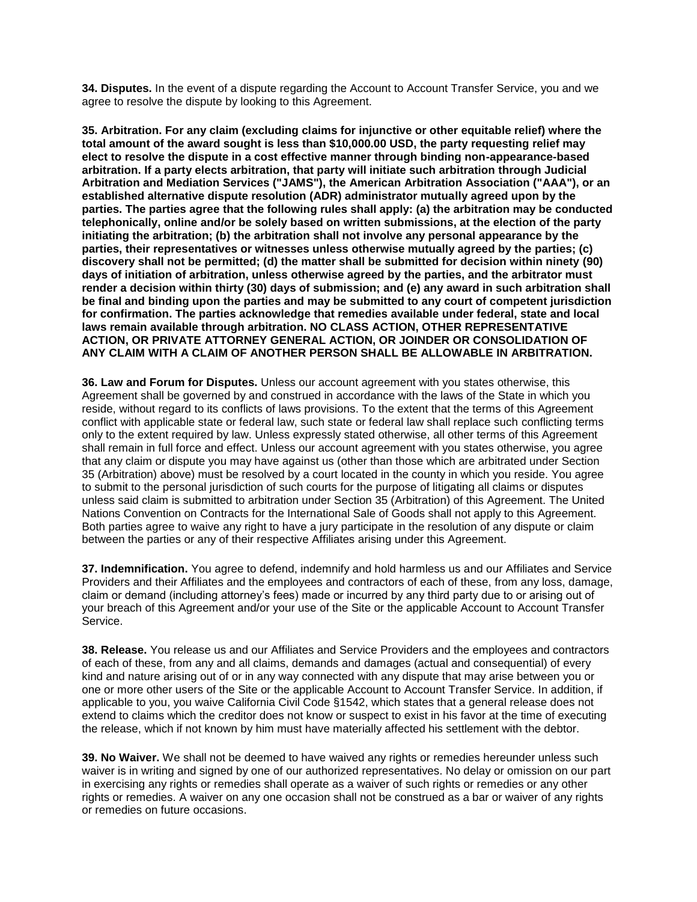**34. Disputes.** In the event of a dispute regarding the Account to Account Transfer Service, you and we agree to resolve the dispute by looking to this Agreement.

**35. Arbitration. For any claim (excluding claims for injunctive or other equitable relief) where the total amount of the award sought is less than $10,000.00 USD, the party requesting relief may elect to resolve the dispute in a cost effective manner through binding non-appearance-based arbitration. If a party elects arbitration, that party will initiate such arbitration through Judicial Arbitration and Mediation Services ("JAMS"), the American Arbitration Association ("AAA"), or an established alternative dispute resolution (ADR) administrator mutually agreed upon by the parties. The parties agree that the following rules shall apply: (a) the arbitration may be conducted telephonically, online and/or be solely based on written submissions, at the election of the party initiating the arbitration; (b) the arbitration shall not involve any personal appearance by the parties, their representatives or witnesses unless otherwise mutually agreed by the parties; (c) discovery shall not be permitted; (d) the matter shall be submitted for decision within ninety (90) days of initiation of arbitration, unless otherwise agreed by the parties, and the arbitrator must render a decision within thirty (30) days of submission; and (e) any award in such arbitration shall be final and binding upon the parties and may be submitted to any court of competent jurisdiction for confirmation. The parties acknowledge that remedies available under federal, state and local laws remain available through arbitration. NO CLASS ACTION, OTHER REPRESENTATIVE ACTION, OR PRIVATE ATTORNEY GENERAL ACTION, OR JOINDER OR CONSOLIDATION OF ANY CLAIM WITH A CLAIM OF ANOTHER PERSON SHALL BE ALLOWABLE IN ARBITRATION.**

**36. Law and Forum for Disputes.** Unless our account agreement with you states otherwise, this Agreement shall be governed by and construed in accordance with the laws of the State in which you reside, without regard to its conflicts of laws provisions. To the extent that the terms of this Agreement conflict with applicable state or federal law, such state or federal law shall replace such conflicting terms only to the extent required by law. Unless expressly stated otherwise, all other terms of this Agreement shall remain in full force and effect. Unless our account agreement with you states otherwise, you agree that any claim or dispute you may have against us (other than those which are arbitrated under Section 35 (Arbitration) above) must be resolved by a court located in the county in which you reside. You agree to submit to the personal jurisdiction of such courts for the purpose of litigating all claims or disputes unless said claim is submitted to arbitration under Section 35 (Arbitration) of this Agreement. The United Nations Convention on Contracts for the International Sale of Goods shall not apply to this Agreement. Both parties agree to waive any right to have a jury participate in the resolution of any dispute or claim between the parties or any of their respective Affiliates arising under this Agreement.

**37. Indemnification.** You agree to defend, indemnify and hold harmless us and our Affiliates and Service Providers and their Affiliates and the employees and contractors of each of these, from any loss, damage, claim or demand (including attorney's fees) made or incurred by any third party due to or arising out of your breach of this Agreement and/or your use of the Site or the applicable Account to Account Transfer Service.

**38. Release.** You release us and our Affiliates and Service Providers and the employees and contractors of each of these, from any and all claims, demands and damages (actual and consequential) of every kind and nature arising out of or in any way connected with any dispute that may arise between you or one or more other users of the Site or the applicable Account to Account Transfer Service. In addition, if applicable to you, you waive California Civil Code §1542, which states that a general release does not extend to claims which the creditor does not know or suspect to exist in his favor at the time of executing the release, which if not known by him must have materially affected his settlement with the debtor.

**39. No Waiver.** We shall not be deemed to have waived any rights or remedies hereunder unless such waiver is in writing and signed by one of our authorized representatives. No delay or omission on our part in exercising any rights or remedies shall operate as a waiver of such rights or remedies or any other rights or remedies. A waiver on any one occasion shall not be construed as a bar or waiver of any rights or remedies on future occasions.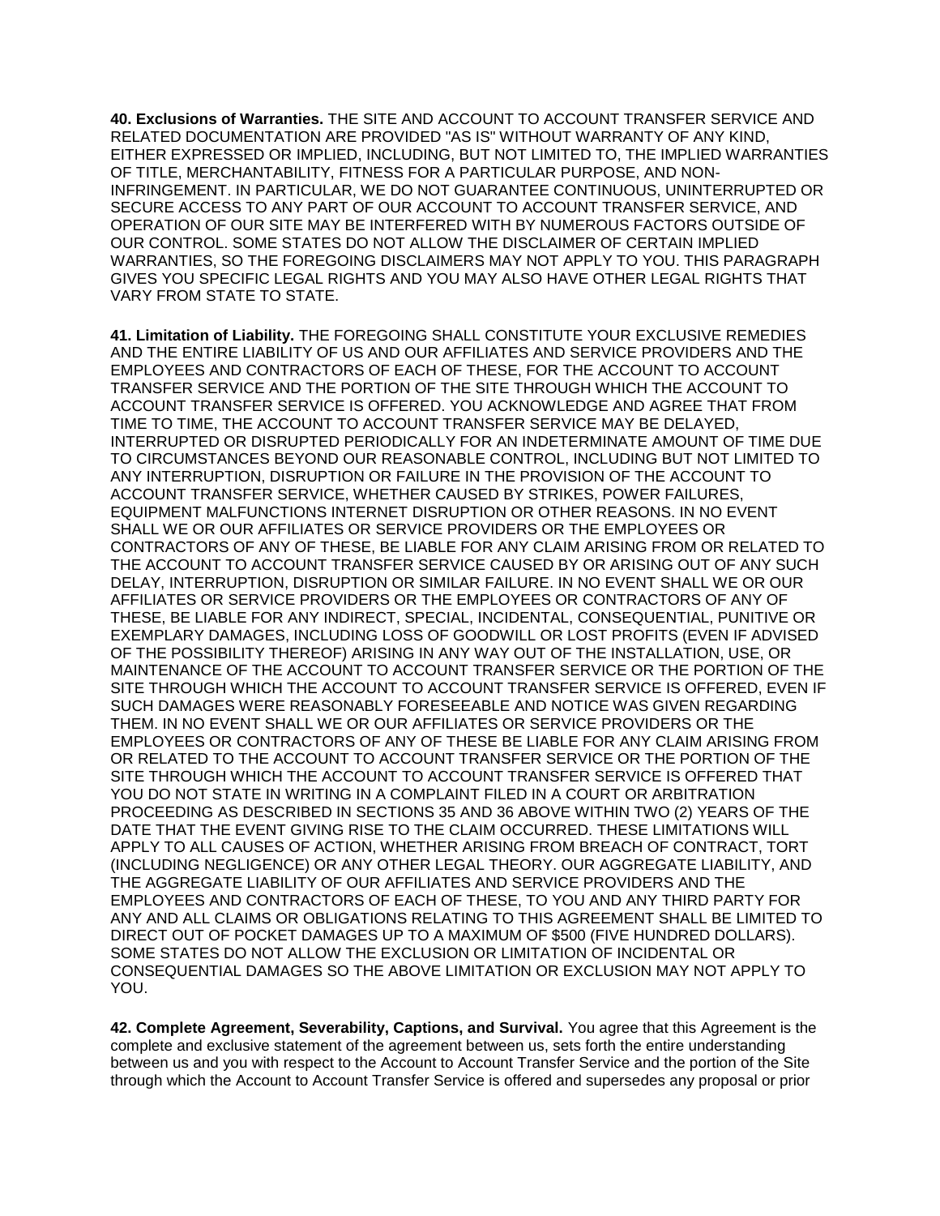**40. Exclusions of Warranties.** THE SITE AND ACCOUNT TO ACCOUNT TRANSFER SERVICE AND RELATED DOCUMENTATION ARE PROVIDED "AS IS" WITHOUT WARRANTY OF ANY KIND, EITHER EXPRESSED OR IMPLIED, INCLUDING, BUT NOT LIMITED TO, THE IMPLIED WARRANTIES OF TITLE, MERCHANTABILITY, FITNESS FOR A PARTICULAR PURPOSE, AND NON-INFRINGEMENT. IN PARTICULAR, WE DO NOT GUARANTEE CONTINUOUS, UNINTERRUPTED OR SECURE ACCESS TO ANY PART OF OUR ACCOUNT TO ACCOUNT TRANSFER SERVICE, AND OPERATION OF OUR SITE MAY BE INTERFERED WITH BY NUMEROUS FACTORS OUTSIDE OF OUR CONTROL. SOME STATES DO NOT ALLOW THE DISCLAIMER OF CERTAIN IMPLIED WARRANTIES, SO THE FOREGOING DISCLAIMERS MAY NOT APPLY TO YOU. THIS PARAGRAPH GIVES YOU SPECIFIC LEGAL RIGHTS AND YOU MAY ALSO HAVE OTHER LEGAL RIGHTS THAT VARY FROM STATE TO STATE.

**41. Limitation of Liability.** THE FOREGOING SHALL CONSTITUTE YOUR EXCLUSIVE REMEDIES AND THE ENTIRE LIABILITY OF US AND OUR AFFILIATES AND SERVICE PROVIDERS AND THE EMPLOYEES AND CONTRACTORS OF EACH OF THESE, FOR THE ACCOUNT TO ACCOUNT TRANSFER SERVICE AND THE PORTION OF THE SITE THROUGH WHICH THE ACCOUNT TO ACCOUNT TRANSFER SERVICE IS OFFERED. YOU ACKNOWLEDGE AND AGREE THAT FROM TIME TO TIME, THE ACCOUNT TO ACCOUNT TRANSFER SERVICE MAY BE DELAYED, INTERRUPTED OR DISRUPTED PERIODICALLY FOR AN INDETERMINATE AMOUNT OF TIME DUE TO CIRCUMSTANCES BEYOND OUR REASONABLE CONTROL, INCLUDING BUT NOT LIMITED TO ANY INTERRUPTION, DISRUPTION OR FAILURE IN THE PROVISION OF THE ACCOUNT TO ACCOUNT TRANSFER SERVICE, WHETHER CAUSED BY STRIKES, POWER FAILURES, EQUIPMENT MALFUNCTIONS INTERNET DISRUPTION OR OTHER REASONS. IN NO EVENT SHALL WE OR OUR AFFILIATES OR SERVICE PROVIDERS OR THE EMPLOYEES OR CONTRACTORS OF ANY OF THESE, BE LIABLE FOR ANY CLAIM ARISING FROM OR RELATED TO THE ACCOUNT TO ACCOUNT TRANSFER SERVICE CAUSED BY OR ARISING OUT OF ANY SUCH DELAY, INTERRUPTION, DISRUPTION OR SIMILAR FAILURE. IN NO EVENT SHALL WE OR OUR AFFILIATES OR SERVICE PROVIDERS OR THE EMPLOYEES OR CONTRACTORS OF ANY OF THESE, BE LIABLE FOR ANY INDIRECT, SPECIAL, INCIDENTAL, CONSEQUENTIAL, PUNITIVE OR EXEMPLARY DAMAGES, INCLUDING LOSS OF GOODWILL OR LOST PROFITS (EVEN IF ADVISED OF THE POSSIBILITY THEREOF) ARISING IN ANY WAY OUT OF THE INSTALLATION, USE, OR MAINTENANCE OF THE ACCOUNT TO ACCOUNT TRANSFER SERVICE OR THE PORTION OF THE SITE THROUGH WHICH THE ACCOUNT TO ACCOUNT TRANSFER SERVICE IS OFFERED, EVEN IF SUCH DAMAGES WERE REASONABLY FORESEEABLE AND NOTICE WAS GIVEN REGARDING THEM. IN NO EVENT SHALL WE OR OUR AFFILIATES OR SERVICE PROVIDERS OR THE EMPLOYEES OR CONTRACTORS OF ANY OF THESE BE LIABLE FOR ANY CLAIM ARISING FROM OR RELATED TO THE ACCOUNT TO ACCOUNT TRANSFER SERVICE OR THE PORTION OF THE SITE THROUGH WHICH THE ACCOUNT TO ACCOUNT TRANSFER SERVICE IS OFFERED THAT YOU DO NOT STATE IN WRITING IN A COMPLAINT FILED IN A COURT OR ARBITRATION PROCEEDING AS DESCRIBED IN SECTIONS 35 AND 36 ABOVE WITHIN TWO (2) YEARS OF THE DATE THAT THE EVENT GIVING RISE TO THE CLAIM OCCURRED. THESE LIMITATIONS WILL APPLY TO ALL CAUSES OF ACTION, WHETHER ARISING FROM BREACH OF CONTRACT, TORT (INCLUDING NEGLIGENCE) OR ANY OTHER LEGAL THEORY. OUR AGGREGATE LIABILITY, AND THE AGGREGATE LIABILITY OF OUR AFFILIATES AND SERVICE PROVIDERS AND THE EMPLOYEES AND CONTRACTORS OF EACH OF THESE, TO YOU AND ANY THIRD PARTY FOR ANY AND ALL CLAIMS OR OBLIGATIONS RELATING TO THIS AGREEMENT SHALL BE LIMITED TO DIRECT OUT OF POCKET DAMAGES UP TO A MAXIMUM OF $500 (FIVE HUNDRED DOLLARS). SOME STATES DO NOT ALLOW THE EXCLUSION OR LIMITATION OF INCIDENTAL OR CONSEQUENTIAL DAMAGES SO THE ABOVE LIMITATION OR EXCLUSION MAY NOT APPLY TO YOU.

**42. Complete Agreement, Severability, Captions, and Survival.** You agree that this Agreement is the complete and exclusive statement of the agreement between us, sets forth the entire understanding between us and you with respect to the Account to Account Transfer Service and the portion of the Site through which the Account to Account Transfer Service is offered and supersedes any proposal or prior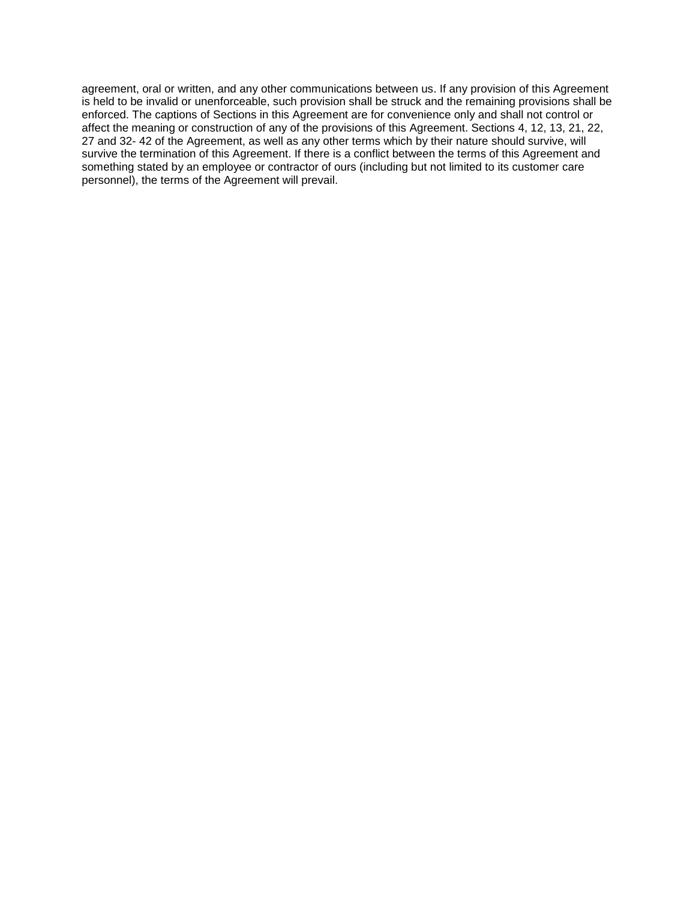agreement, oral or written, and any other communications between us. If any provision of this Agreement is held to be invalid or unenforceable, such provision shall be struck and the remaining provisions shall be enforced. The captions of Sections in this Agreement are for convenience only and shall not control or affect the meaning or construction of any of the provisions of this Agreement. Sections 4, 12, 13, 21, 22, 27 and 32- 42 of the Agreement, as well as any other terms which by their nature should survive, will survive the termination of this Agreement. If there is a conflict between the terms of this Agreement and something stated by an employee or contractor of ours (including but not limited to its customer care personnel), the terms of the Agreement will prevail.